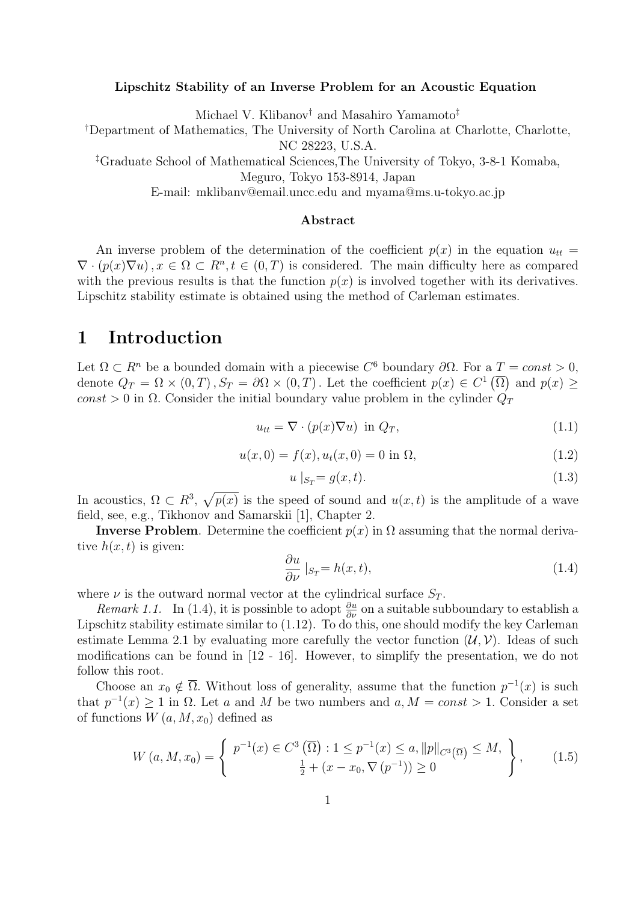**Lipschitz Stability of an Inverse Problem for an Acoustic Equation**

Michael V. Klibanov[†] and Masahiro Yamamoto[‡]

[†]Department of Mathematics, The University of North Carolina at Charlotte, Charlotte, NC 28223, U.S.A.

[‡]Graduate School of Mathematical Sciences,The University of Tokyo, 3-8-1 Komaba, Meguro, Tokyo 153-8914, Japan

E-mail: mklibanv@email.uncc.edu and myama@ms.u-tokyo.ac.jp

**Abstract**

An inverse problem of the determination of the coefficient $p(x)$ in the equation $u_{tt} = \nabla \cdot (p(x)\nabla u), x \in \Omega \subset R^n, t \in (0,T)$ is considered. The main difficulty here as compared with the previous results is that the function $p(x)$ is involved together with its derivatives. Lipschitz stability estimate is obtained using the method of Carleman estimates.

# 1 Introduction

Let $\Omega \subset R^n$ be a bounded domain with a piecewise $C^6$ boundary $\partial\Omega$. For a $T = const > 0$, denote $Q_T = \Omega \times (0,T), S_T = \partial\Omega \times (0,T)$. Let the coefficient $p(x) \in C^1(\overline{\Omega})$ and $p(x) \geq const > 0$ in $\Omega$. Consider the initial boundary value problem in the cylinder $Q_T$

$$u_{tt} = \nabla \cdot (p(x)\nabla u) \text{ in } Q_T, \tag{1.1}$$

$$u(x,0) = f(x), u_t(x,0) = 0 \text{ in } \Omega, \tag{1.2}$$

$$u\mid_{S_T} = g(x,t). \tag{1.3}$$

In acoustics, $\Omega \subset R^3$, $\sqrt{p(x)}$ is the speed of sound and $u(x,t)$ is the amplitude of a wave field, see, e.g., Tikhonov and Samarskii [1], Chapter 2.

**Inverse Problem**. Determine the coefficient $p(x)$ in $\Omega$ assuming that the normal derivative $h(x,t)$ is given:

$$\frac{\partial u}{\partial \nu}\mid_{S_T} = h(x,t), \tag{1.4}$$

where $\nu$ is the outward normal vector at the cylindrical surface $S_T$.

*Remark 1.1.* In (1.4), it is possinble to adopt $\frac{\partial u}{\partial \nu}$ on a suitable subboundary to establish a Lipschitz stability estimate similar to (1.12). To do this, one should modify the key Carleman estimate Lemma 2.1 by evaluating more carefully the vector function $(\mathcal{U}, \mathcal{V})$. Ideas of such modifications can be found in [12 - 16]. However, to simplify the presentation, we do not follow this root.

Choose an $x_0 \notin \overline{\Omega}$. Without loss of generality, assume that the function $p^{-1}(x)$ is such that $p^{-1}(x) \geq 1$ in $\Omega$. Let $a$ and $M$ be two numbers and $a, M = const > 1$. Consider a set of functions $W(a, M, x_0)$ defined as

$$W(a, M, x_0) = \left\{ \begin{array}{c} p^{-1}(x) \in C^3(\overline{\Omega}) : 1 \leq p^{-1}(x) \leq a, \|p\|_{C^3(\overline{\Omega})} \leq M, \\ \frac{1}{2} + (x - x_0, \nabla(p^{-1})) \geq 0 \end{array} \right\}, \tag{1.5}$$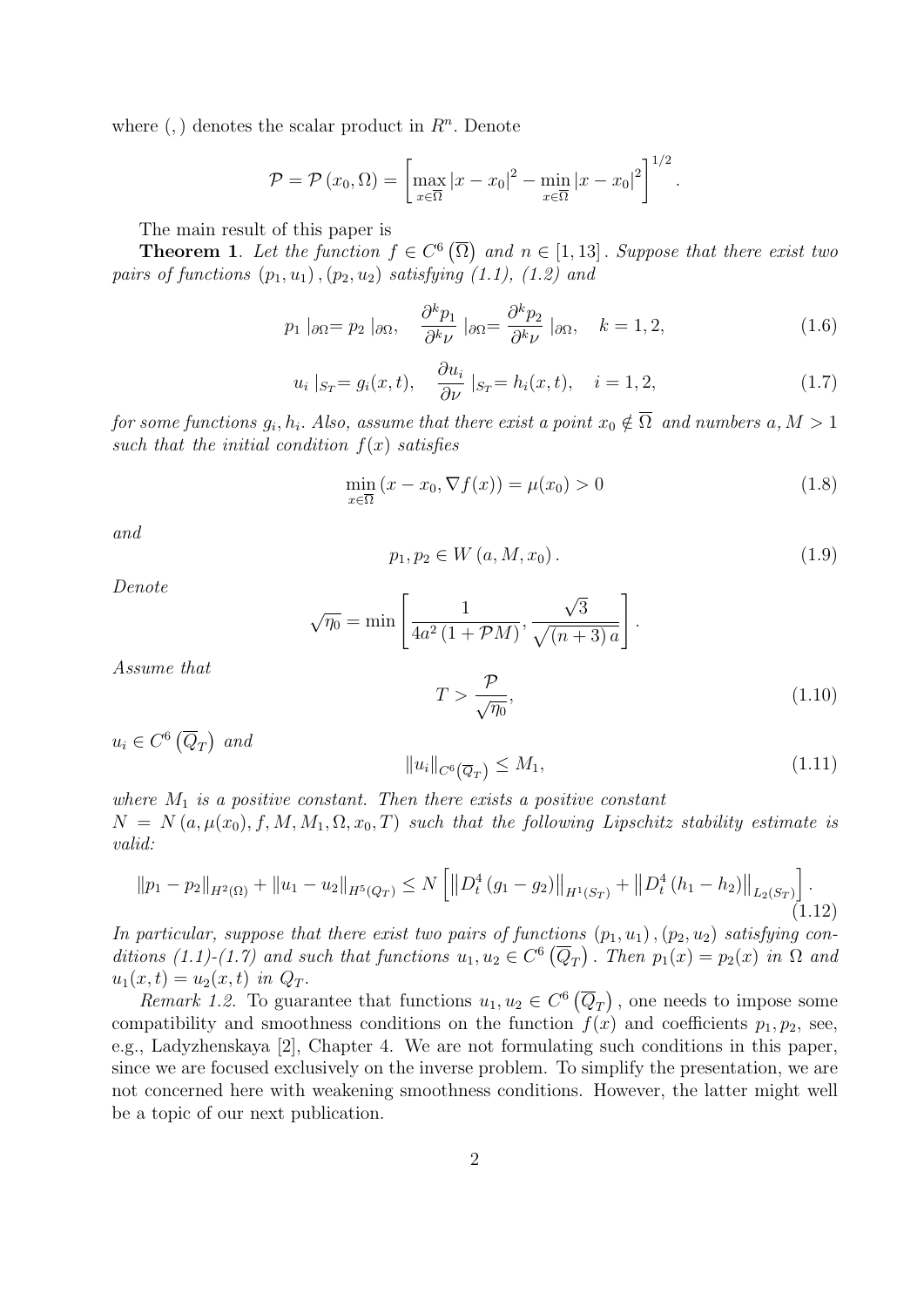where $(,)$ denotes the scalar product in $R^n$. Denote

$$\mathcal{P} = \mathcal{P}(x_0, \Omega) = \left[ \max_{x \in \overline{\Omega}} |x - x_0|^2 - \min_{x \in \overline{\Omega}} |x - x_0|^2 \right]^{1/2}.$$

The main result of this paper is

**Theorem 1**. *Let the function $f \in C^6(\overline{\Omega})$ and $n \in [1, 13]$. Suppose that there exist two pairs of functions $(p_1, u_1), (p_2, u_2)$ satisfying (1.1), (1.2) and*

$$p_1 \mid_{\partial\Omega} = p_2 \mid_{\partial\Omega}, \quad \frac{\partial^k p_1}{\partial^k \nu} \mid_{\partial\Omega} = \frac{\partial^k p_2}{\partial^k \nu} \mid_{\partial\Omega}, \quad k = 1, 2, \tag{1.6}$$

$$u_i \mid_{S_T} = g_i(x, t), \quad \frac{\partial u_i}{\partial \nu} \mid_{S_T} = h_i(x, t), \quad i = 1, 2, \tag{1.7}$$

*for some functions $g_i, h_i$. Also, assume that there exist a point $x_0 \notin \overline{\Omega}$ and numbers $a, M > 1$ such that the initial condition $f(x)$ satisfies*

$$\min_{x \in \overline{\Omega}} (x - x_0, \nabla f(x)) = \mu(x_0) > 0 \tag{1.8}$$

*and*

$$p_1, p_2 \in W(a, M, x_0). \tag{1.9}$$

*Denote*

$$\sqrt{\eta_0} = \min \left[ \frac{1}{4a^2(1 + \mathcal{P}M)}, \frac{\sqrt{3}}{\sqrt{(n+3)a}} \right].$$

*Assume that*

$$T > \frac{\mathcal{P}}{\sqrt{\eta_0}}, \tag{1.10}$$

*$u_i \in C^6(\overline{Q}_T)$ and*

$$\|u_i\|_{C^6(\overline{Q}_T)} \leq M_1, \tag{1.11}$$

*where $M_1$ is a positive constant. Then there exists a positive constant $N = N(a, \mu(x_0), f, M, M_1, \Omega, x_0, T)$ such that the following Lipschitz stability estimate is valid:*

$$\|p_1 - p_2\|_{H^2(\Omega)} + \|u_1 - u_2\|_{H^5(Q_T)} \leq N \left[ \left\| D_t^4 (g_1 - g_2) \right\|_{H^1(S_T)} + \left\| D_t^4 (h_1 - h_2) \right\|_{L_2(S_T)} \right]. \tag{1.12}$$

*In particular, suppose that there exist two pairs of functions $(p_1, u_1), (p_2, u_2)$ satisfying conditions (1.1)-(1.7) and such that functions $u_1, u_2 \in C^6(\overline{Q}_T)$. Then $p_1(x) = p_2(x)$ in $\Omega$ and $u_1(x, t) = u_2(x, t)$ in $Q_T$.*

*Remark 1.2.* To guarantee that functions $u_1, u_2 \in C^6(\overline{Q}_T)$, one needs to impose some compatibility and smoothness conditions on the function $f(x)$ and coefficients $p_1, p_2$, see, e.g., Ladyzhenskaya [2], Chapter 4. We are not formulating such conditions in this paper, since we are focused exclusively on the inverse problem. To simplify the presentation, we are not concerned here with weakening smoothness conditions. However, the latter might well be a topic of our next publication.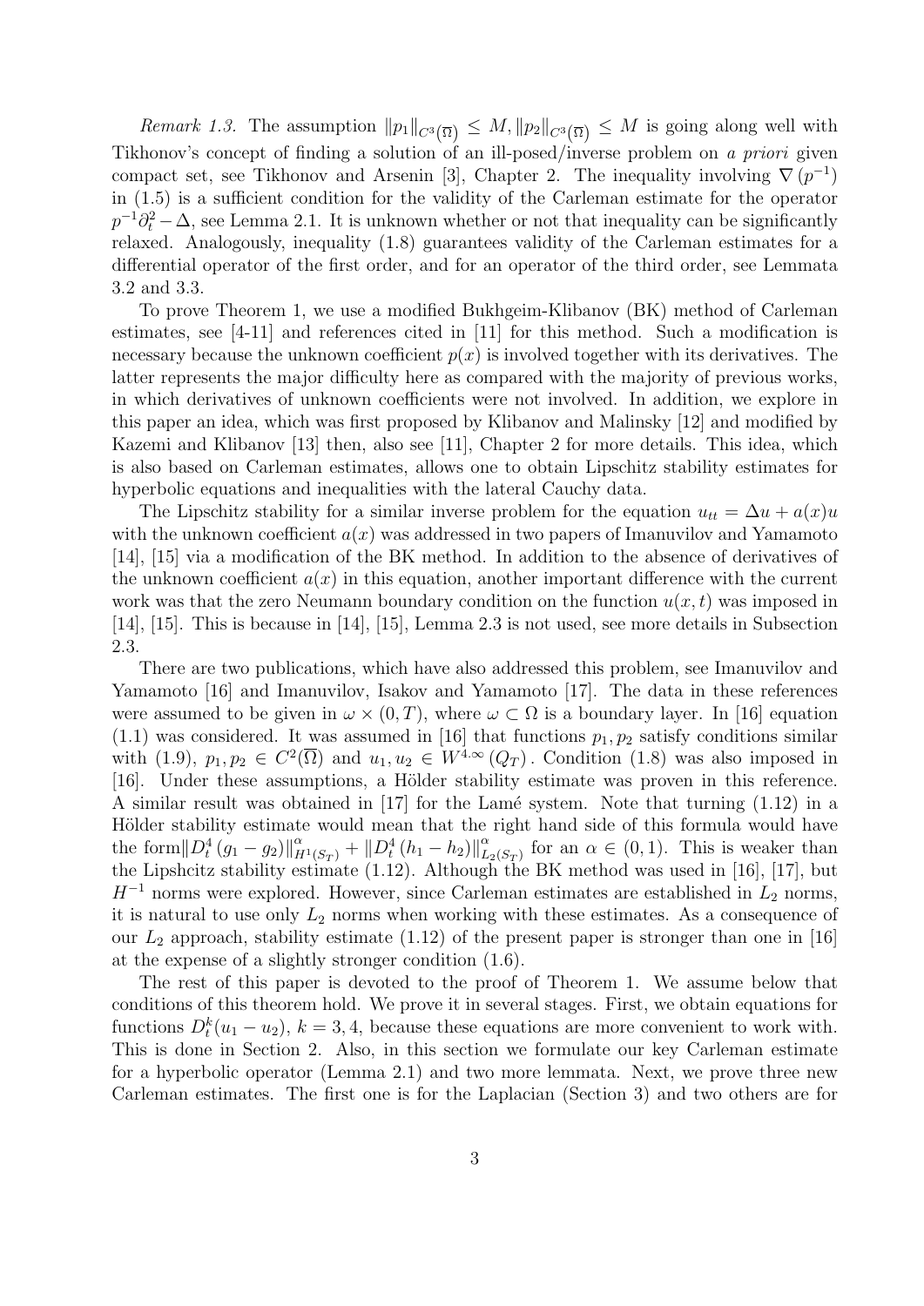*Remark 1.3.* The assumption $\|p_1\|_{C^3(\overline{\Omega})} \leq M, \|p_2\|_{C^3(\overline{\Omega})} \leq M$ is going along well with Tikhonov's concept of finding a solution of an ill-posed/inverse problem on *a priori* given compact set, see Tikhonov and Arsenin [3], Chapter 2. The inequality involving $\nabla(p^{-1})$ in (1.5) is a sufficient condition for the validity of the Carleman estimate for the operator $p^{-1}\partial_t^2 - \Delta$, see Lemma 2.1. It is unknown whether or not that inequality can be significantly relaxed. Analogously, inequality (1.8) guarantees validity of the Carleman estimates for a differential operator of the first order, and for an operator of the third order, see Lemmata 3.2 and 3.3.

To prove Theorem 1, we use a modified Bukhgeim-Klibanov (BK) method of Carleman estimates, see [4-11] and references cited in [11] for this method. Such a modification is necessary because the unknown coefficient $p(x)$ is involved together with its derivatives. The latter represents the major difficulty here as compared with the majority of previous works, in which derivatives of unknown coefficients were not involved. In addition, we explore in this paper an idea, which was first proposed by Klibanov and Malinsky [12] and modified by Kazemi and Klibanov [13] then, also see [11], Chapter 2 for more details. This idea, which is also based on Carleman estimates, allows one to obtain Lipschitz stability estimates for hyperbolic equations and inequalities with the lateral Cauchy data.

The Lipschitz stability for a similar inverse problem for the equation $u_{tt} = \Delta u + a(x)u$ with the unknown coefficient $a(x)$ was addressed in two papers of Imanuvilov and Yamamoto [14], [15] via a modification of the BK method. In addition to the absence of derivatives of the unknown coefficient $a(x)$ in this equation, another important difference with the current work was that the zero Neumann boundary condition on the function $u(x,t)$ was imposed in [14], [15]. This is because in [14], [15], Lemma 2.3 is not used, see more details in Subsection 2.3.

There are two publications, which have also addressed this problem, see Imanuvilov and Yamamoto [16] and Imanuvilov, Isakov and Yamamoto [17]. The data in these references were assumed to be given in $\omega \times (0,T)$, where $\omega \subset \Omega$ is a boundary layer. In [16] equation (1.1) was considered. It was assumed in [16] that functions $p_1, p_2$ satisfy conditions similar with (1.9), $p_1, p_2 \in C^2(\overline{\Omega})$ and $u_1, u_2 \in W^{4,\infty}(Q_T)$. Condition (1.8) was also imposed in [16]. Under these assumptions, a Hölder stability estimate was proven in this reference. A similar result was obtained in [17] for the Lamé system. Note that turning (1.12) in a Hölder stability estimate would mean that the right hand side of this formula would have the form $\|D_t^4(g_1 - g_2)\|_{H^1(S_T)}^{\alpha} + \|D_t^4(h_1 - h_2)\|_{L_2(S_T)}^{\alpha}$ for an $\alpha \in (0,1)$. This is weaker than the Lipshcitz stability estimate (1.12). Although the BK method was used in [16], [17], but $H^{-1}$ norms were explored. However, since Carleman estimates are established in $L_2$ norms, it is natural to use only $L_2$ norms when working with these estimates. As a consequence of our $L_2$ approach, stability estimate (1.12) of the present paper is stronger than one in [16] at the expense of a slightly stronger condition (1.6).

The rest of this paper is devoted to the proof of Theorem 1. We assume below that conditions of this theorem hold. We prove it in several stages. First, we obtain equations for functions $D_t^k(u_1 - u_2)$, $k = 3, 4$, because these equations are more convenient to work with. This is done in Section 2. Also, in this section we formulate our key Carleman estimate for a hyperbolic operator (Lemma 2.1) and two more lemmata. Next, we prove three new Carleman estimates. The first one is for the Laplacian (Section 3) and two others are for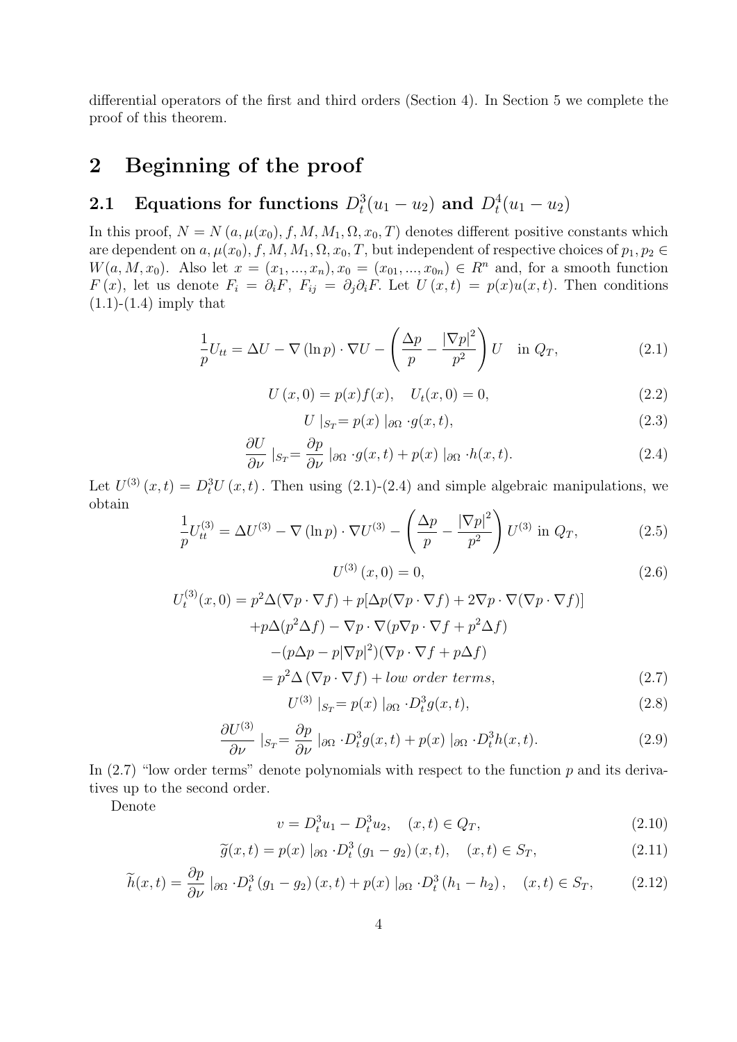differential operators of the first and third orders (Section 4). In Section 5 we complete the proof of this theorem.

# 2 Beginning of the proof

## 2.1 Equations for functions $D_t^3(u_1 - u_2)$ and $D_t^4(u_1 - u_2)$

In this proof, $N = N(a, \mu(x_0), f, M, M_1, \Omega, x_0, T)$ denotes different positive constants which are dependent on $a, \mu(x_0), f, M, M_1, \Omega, x_0, T$, but independent of respective choices of $p_1, p_2 \in W(a, M, x_0)$. Also let $x = (x_1, ..., x_n), x_0 = (x_{01}, ..., x_{0n}) \in R^n$ and, for a smooth function $F(x)$, let us denote $F_i = \partial_i F$, $F_{ij} = \partial_j \partial_i F$. Let $U(x,t) = p(x)u(x,t)$. Then conditions (1.1)-(1.4) imply that

$$\frac{1}{p}U_{tt} = \Delta U - \nabla(\ln p) \cdot \nabla U - \left(\frac{\Delta p}{p} - \frac{|\nabla p|^2}{p^2}\right) U \quad \text{in } Q_T, \tag{2.1}$$

$$U(x,0) = p(x)f(x), \quad U_t(x,0) = 0, \tag{2.2}$$

$$U\mid_{S_T} = p(x)\mid_{\partial\Omega} \cdot g(x,t), \tag{2.3}$$

$$\frac{\partial U}{\partial \nu}\mid_{S_T} = \frac{\partial p}{\partial \nu}\mid_{\partial\Omega} \cdot g(x,t) + p(x)\mid_{\partial\Omega} \cdot h(x,t). \tag{2.4}$$

Let $U^{(3)}(x,t) = D_t^3 U(x,t)$. Then using (2.1)-(2.4) and simple algebraic manipulations, we obtain

$$\frac{1}{p}U_{tt}^{(3)} = \Delta U^{(3)} - \nabla(\ln p) \cdot \nabla U^{(3)} - \left(\frac{\Delta p}{p} - \frac{|\nabla p|^2}{p^2}\right) U^{(3)} \text{ in } Q_T, \tag{2.5}$$

$$U^{(3)}(x,0) = 0, \tag{2.6}$$

$$\begin{aligned}
U_t^{(3)}(x,0) &= p^2\Delta(\nabla p \cdot \nabla f) + p[\Delta p(\nabla p \cdot \nabla f) + 2\nabla p \cdot \nabla(\nabla p \cdot \nabla f)] \\
&\quad + p\Delta(p^2 \Delta f) - \nabla p \cdot \nabla(p \nabla p \cdot \nabla f + p^2 \Delta f) \\
&\quad - (p\Delta p - p|\nabla p|^2)(\nabla p \cdot \nabla f + p\Delta f) \\
&= p^2 \Delta(\nabla p \cdot \nabla f) + \textit{low order terms},
\end{aligned} \tag{2.7}$$

$$U^{(3)}\mid_{S_T} = p(x)\mid_{\partial\Omega} \cdot D_t^3 g(x,t), \tag{2.8}$$

$$\frac{\partial U^{(3)}}{\partial \nu}\mid_{S_T} = \frac{\partial p}{\partial \nu}\mid_{\partial\Omega} \cdot D_t^3 g(x,t) + p(x)\mid_{\partial\Omega} \cdot D_t^3 h(x,t). \tag{2.9}$$

In (2.7) "low order terms" denote polynomials with respect to the function $p$ and its derivatives up to the second order.

Denote

$$v = D_t^3 u_1 - D_t^3 u_2, \quad (x,t) \in Q_T, \tag{2.10}$$

$$\widetilde{g}(x,t) = p(x)\mid_{\partial\Omega} \cdot D_t^3(g_1 - g_2)(x,t), \quad (x,t) \in S_T, \tag{2.11}$$

$$\widetilde{h}(x,t) = \frac{\partial p}{\partial \nu}\mid_{\partial\Omega} \cdot D_t^3(g_1 - g_2)(x,t) + p(x)\mid_{\partial\Omega} \cdot D_t^3(h_1 - h_2), \quad (x,t) \in S_T, \tag{2.12}$$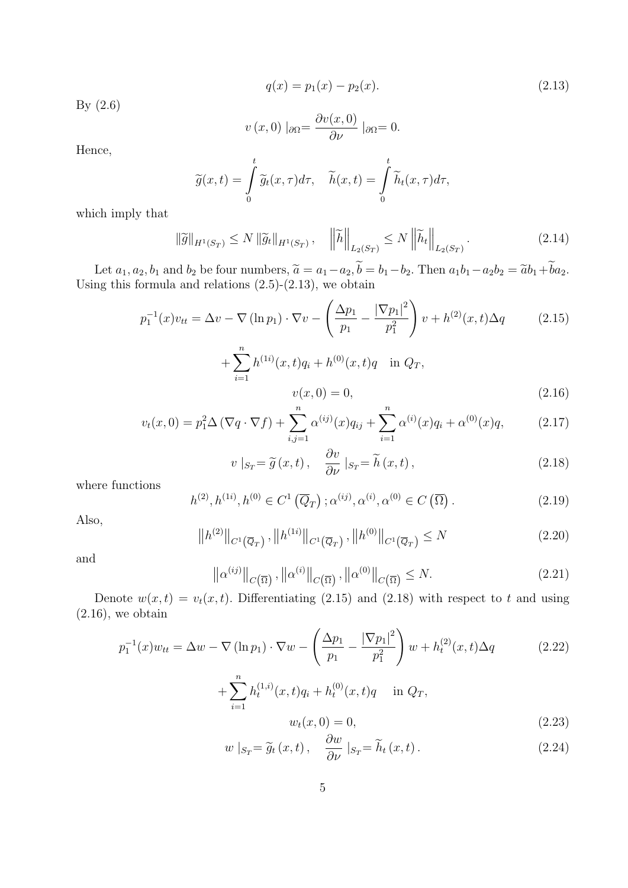$$q(x) = p_1(x) - p_2(x). \tag{2.13}$$

By (2.6)

$$v(x,0) \mid_{\partial\Omega} = \frac{\partial v(x,0)}{\partial \nu} \mid_{\partial\Omega} = 0.$$

Hence,

$$\widetilde{g}(x,t) = \int\limits_0^t \widetilde{g}_t(x,\tau)d\tau, \quad \widetilde{h}(x,t) = \int\limits_0^t \widetilde{h}_t(x,\tau)d\tau,$$

which imply that

$$\|\widetilde{g}\|_{H^1(S_T)} \leq N \|\widetilde{g}_t\|_{H^1(S_T)}, \quad \left\|\widetilde{h}\right\|_{L_2(S_T)} \leq N \left\|\widetilde{h}_t\right\|_{L_2(S_T)}. \tag{2.14}$$

Let $a_1, a_2, b_1$ and $b_2$ be four numbers, $\widetilde{a} = a_1 - a_2, \widetilde{b} = b_1 - b_2$. Then $a_1 b_1 - a_2 b_2 = \widetilde{a} b_1 + \widetilde{b} a_2$. Using this formula and relations (2.5)-(2.13), we obtain

$$p_1^{-1}(x) v_{tt} = \Delta v - \nabla(\ln p_1) \cdot \nabla v - \left(\frac{\Delta p_1}{p_1} - \frac{|\nabla p_1|^2}{p_1^2}\right) v + h^{(2)}(x,t)\Delta q \tag{2.15}$$

$$+ \sum_{i=1}^n h^{(1i)}(x,t) q_i + h^{(0)}(x,t) q \quad \text{in } Q_T,$$

$$v(x,0) = 0, \tag{2.16}$$

$$v_t(x,0) = p_1^2 \Delta(\nabla q \cdot \nabla f) + \sum_{i,j=1}^n \alpha^{(ij)}(x) q_{ij} + \sum_{i=1}^n \alpha^{(i)}(x) q_i + \alpha^{(0)}(x) q, \tag{2.17}$$

$$v \mid_{S_T} = \widetilde{g}(x,t), \quad \frac{\partial v}{\partial \nu} \mid_{S_T} = \widetilde{h}(x,t), \tag{2.18}$$

where functions

$$h^{(2)}, h^{(1i)}, h^{(0)} \in C^1\left(\overline{Q}_T\right); \alpha^{(ij)}, \alpha^{(i)}, \alpha^{(0)} \in C\left(\overline{\Omega}\right). \tag{2.19}$$

Also,

$$\left\|h^{(2)}\right\|_{C^1\left(\overline{Q}_T\right)}, \left\|h^{(1i)}\right\|_{C^1\left(\overline{Q}_T\right)}, \left\|h^{(0)}\right\|_{C^1\left(\overline{Q}_T\right)} \leq N \tag{2.20}$$

and

$$\left\|\alpha^{(ij)}\right\|_{C\left(\overline{\Omega}\right)}, \left\|\alpha^{(i)}\right\|_{C\left(\overline{\Omega}\right)}, \left\|\alpha^{(0)}\right\|_{C\left(\overline{\Omega}\right)} \leq N. \tag{2.21}$$

Denote $w(x,t) = v_t(x,t)$. Differentiating (2.15) and (2.18) with respect to $t$ and using (2.16), we obtain

$$p_1^{-1}(x) w_{tt} = \Delta w - \nabla(\ln p_1) \cdot \nabla w - \left(\frac{\Delta p_1}{p_1} - \frac{|\nabla p_1|^2}{p_1^2}\right) w + h_t^{(2)}(x,t)\Delta q \tag{2.22}$$

$$+ \sum_{i=1}^n h_t^{(1,i)}(x,t) q_i + h_t^{(0)}(x,t) q \quad \text{in } Q_T,$$

$$w_t(x,0) = 0, \tag{2.23}$$

$$w \mid_{S_T} = \widetilde{g}_t(x,t), \quad \frac{\partial w}{\partial \nu} \mid_{S_T} = \widetilde{h}_t(x,t). \tag{2.24}$$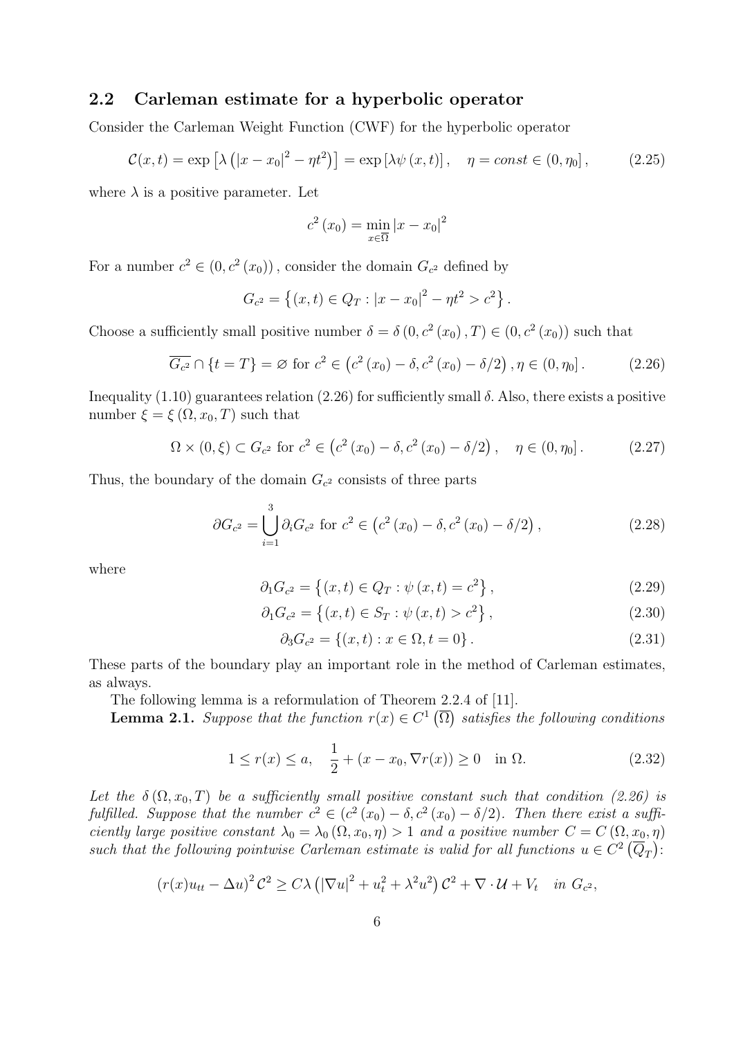## 2.2 Carleman estimate for a hyperbolic operator

Consider the Carleman Weight Function (CWF) for the hyperbolic operator

$$\mathcal{C}(x,t) = \exp\left[\lambda\left(|x-x_0|^2 - \eta t^2\right)\right] = \exp\left[\lambda\psi\left(x,t\right)\right], \quad \eta = const \in (0,\eta_0], \tag{2.25}$$

where $\lambda$ is a positive parameter. Let

$$c^2\left(x_0\right) = \min_{x\in\overline{\Omega}} |x-x_0|^2$$

For a number $c^2 \in (0, c^2(x_0))$, consider the domain $G_{c^2}$ defined by

$$G_{c^2} = \left\{(x,t) \in Q_T : |x-x_0|^2 - \eta t^2 > c^2\right\}.$$

Choose a sufficiently small positive number $\delta = \delta\left(0, c^2\left(x_0\right), T\right) \in (0, c^2(x_0))$ such that

$$\overline{G_{c^2}} \cap \{t = T\} = \varnothing \text{ for } c^2 \in \left(c^2\left(x_0\right) - \delta, c^2\left(x_0\right) - \delta/2\right), \eta \in (0, \eta_0]. \tag{2.26}$$

Inequality (1.10) guarantees relation (2.26) for sufficiently small $\delta$. Also, there exists a positive number $\xi = \xi\left(\Omega, x_0, T\right)$ such that

$$\Omega \times (0,\xi) \subset G_{c^2} \text{ for } c^2 \in \left(c^2\left(x_0\right) - \delta, c^2\left(x_0\right) - \delta/2\right), \quad \eta \in (0,\eta_0]. \tag{2.27}$$

Thus, the boundary of the domain $G_{c^2}$ consists of three parts

$$\partial G_{c^2} = \bigcup_{i=1}^{3} \partial_i G_{c^2} \text{ for } c^2 \in \left(c^2\left(x_0\right) - \delta, c^2\left(x_0\right) - \delta/2\right), \tag{2.28}$$

where

$$\partial_1 G_{c^2} = \left\{(x,t) \in Q_T : \psi\left(x,t\right) = c^2\right\}, \tag{2.29}$$

$$\partial_1 G_{c^2} = \left\{(x,t) \in S_T : \psi\left(x,t\right) > c^2\right\}, \tag{2.30}$$

$$\partial_3 G_{c^2} = \left\{(x,t) : x \in \Omega, t = 0\right\}. \tag{2.31}$$

These parts of the boundary play an important role in the method of Carleman estimates, as always.

The following lemma is a reformulation of Theorem 2.2.4 of [11].

**Lemma 2.1.** *Suppose that the function $r(x) \in C^1\left(\overline{\Omega}\right)$ satisfies the following conditions*

$$1 \leq r(x) \leq a, \quad \frac{1}{2} + (x - x_0, \nabla r(x)) \geq 0 \quad \text{in } \Omega. \tag{2.32}$$

*Let the $\delta\left(\Omega, x_0, T\right)$ be a sufficiently small positive constant such that condition (2.26) is fulfilled. Suppose that the number $c^2 \in (c^2(x_0) - \delta, c^2(x_0) - \delta/2)$. Then there exist a sufficiently large positive constant $\lambda_0 = \lambda_0\left(\Omega, x_0, \eta\right) > 1$ and a positive number $C = C\left(\Omega, x_0, \eta\right)$ such that the following pointwise Carleman estimate is valid for all functions $u \in C^2\left(\overline{Q}_T\right)$:*

$$\left(r(x)u_{tt} - \Delta u\right)^2 \mathcal{C}^2 \geq C\lambda\left(|\nabla u|^2 + u_t^2 + \lambda^2 u^2\right)\mathcal{C}^2 + \nabla\cdot\mathcal{U} + V_t \quad \text{in } G_{c^2},$$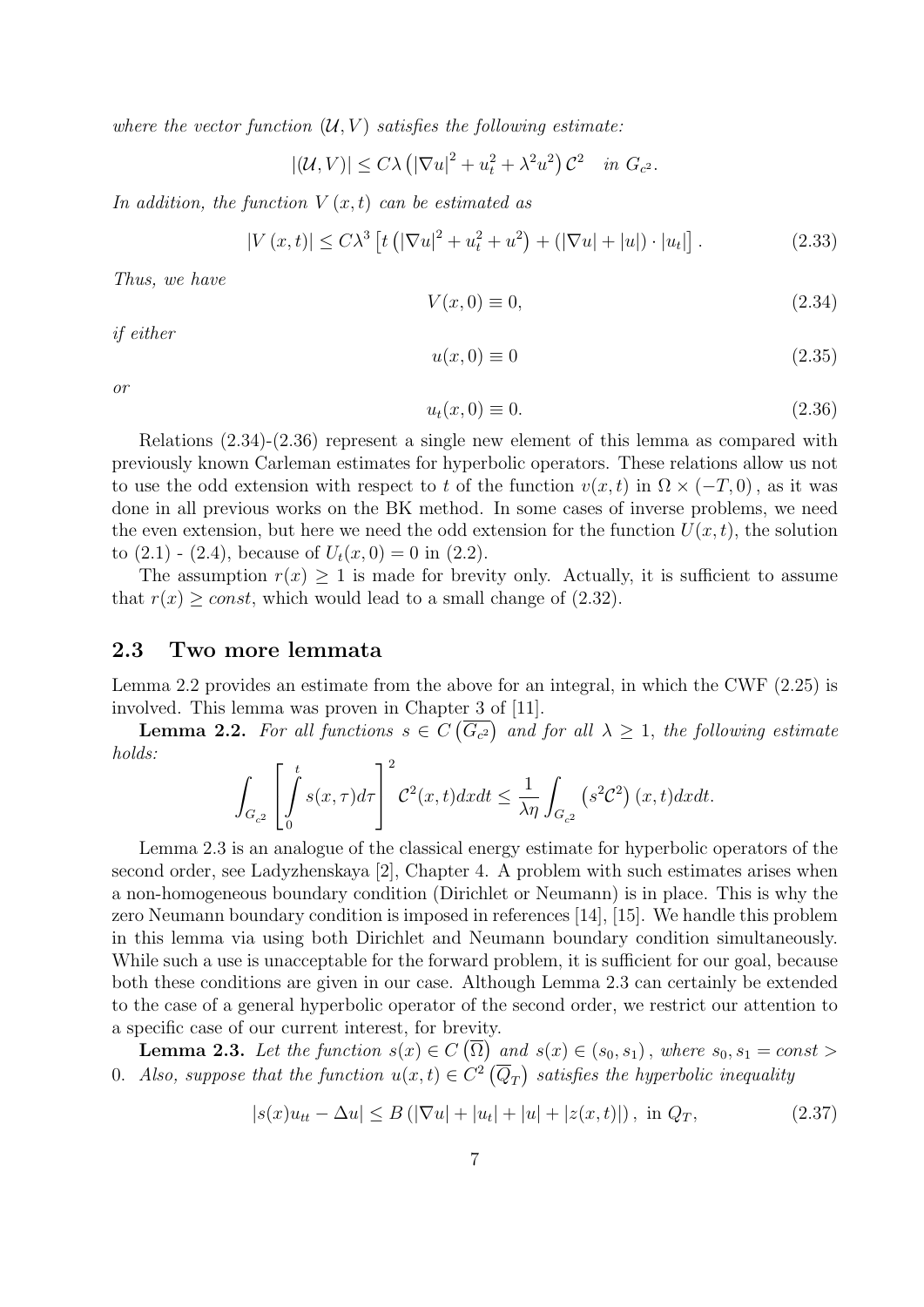*where the vector function $(\mathcal{U}, V)$ satisfies the following estimate:*

$$|(\mathcal{U}, V)| \leq C\lambda \left(|\nabla u|^2 + u_t^2 + \lambda^2 u^2\right) \mathcal{C}^2 \quad in\ G_{c^2}.$$

*In addition, the function $V(x,t)$ can be estimated as*

$$|V(x,t)| \leq C\lambda^3 \left[t\left(|\nabla u|^2 + u_t^2 + u^2\right) + \left(|\nabla u| + |u|\right) \cdot |u_t|\right]. \tag{2.33}$$

*Thus, we have*

$$V(x,0) \equiv 0, \tag{2.34}$$

*if either*

$$u(x,0) \equiv 0 \tag{2.35}$$

*or*

$$u_t(x,0) \equiv 0. \tag{2.36}$$

Relations (2.34)-(2.36) represent a single new element of this lemma as compared with previously known Carleman estimates for hyperbolic operators. These relations allow us not to use the odd extension with respect to $t$ of the function $v(x,t)$ in $\Omega \times (-T, 0)$, as it was done in all previous works on the BK method. In some cases of inverse problems, we need the even extension, but here we need the odd extension for the function $U(x,t)$, the solution to (2.1) - (2.4), because of $U_t(x,0) = 0$ in (2.2).

The assumption $r(x) \geq 1$ is made for brevity only. Actually, it is sufficient to assume that $r(x) \geq const$, which would lead to a small change of (2.32).

## 2.3 Two more lemmata

Lemma 2.2 provides an estimate from the above for an integral, in which the CWF (2.25) is involved. This lemma was proven in Chapter 3 of [11].

**Lemma 2.2.** *For all functions $s \in C\left(\overline{G_{c^2}}\right)$ and for all $\lambda \geq 1$, the following estimate holds:*

$$\int_{G_{c^2}} \left[\int_0^t s(x,\tau)d\tau\right]^2 \mathcal{C}^2(x,t)dxdt \leq \frac{1}{\lambda\eta} \int_{G_{c^2}} \left(s^2\mathcal{C}^2\right)(x,t)dxdt.$$

Lemma 2.3 is an analogue of the classical energy estimate for hyperbolic operators of the second order, see Ladyzhenskaya [2], Chapter 4. A problem with such estimates arises when a non-homogeneous boundary condition (Dirichlet or Neumann) is in place. This is why the zero Neumann boundary condition is imposed in references [14], [15]. We handle this problem in this lemma via using both Dirichlet and Neumann boundary condition simultaneously. While such a use is unacceptable for the forward problem, it is sufficient for our goal, because both these conditions are given in our case. Although Lemma 2.3 can certainly be extended to the case of a general hyperbolic operator of the second order, we restrict our attention to a specific case of our current interest, for brevity.

**Lemma 2.3.** *Let the function $s(x) \in C\left(\overline{\Omega}\right)$ and $s(x) \in (s_0, s_1)$, where $s_0, s_1 = const > 0$. Also, suppose that the function $u(x,t) \in C^2\left(\overline{Q}_T\right)$ satisfies the hyperbolic inequality*

$$|s(x)u_{tt} - \Delta u| \leq B\left(|\nabla u| + |u_t| + |u| + |z(x,t)|\right), \text{ in } Q_T, \tag{2.37}$$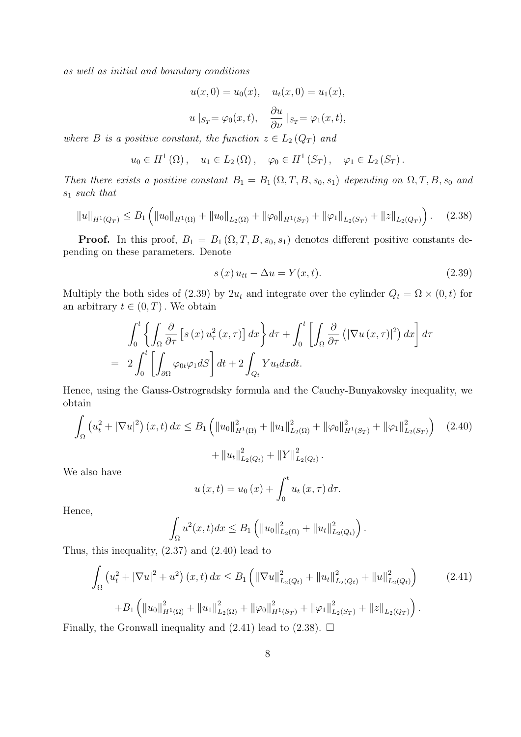*as well as initial and boundary conditions*

$$u(x,0) = u_0(x), \quad u_t(x,0) = u_1(x),$$

$$u\mid_{S_T} = \varphi_0(x,t), \quad \frac{\partial u}{\partial \nu}\mid_{S_T} = \varphi_1(x,t),$$

*where $B$ is a positive constant, the function $z \in L_2(Q_T)$ and*

$$u_0 \in H^1(\Omega), \quad u_1 \in L_2(\Omega), \quad \varphi_0 \in H^1(S_T), \quad \varphi_1 \in L_2(S_T).$$

*Then there exists a positive constant $B_1 = B_1(\Omega, T, B, s_0, s_1)$ depending on $\Omega, T, B, s_0$ and $s_1$ such that*

$$\|u\|_{H^1(Q_T)} \leq B_1 \left( \|u_0\|_{H^1(\Omega)} + \|u_0\|_{L_2(\Omega)} + \|\varphi_0\|_{H^1(S_T)} + \|\varphi_1\|_{L_2(S_T)} + \|z\|_{L_2(Q_T)} \right). \quad (2.38)$$

**Proof.** In this proof, $B_1 = B_1(\Omega, T, B, s_0, s_1)$ denotes different positive constants depending on these parameters. Denote

$$s(x)\, u_{tt} - \Delta u = Y(x,t). \quad (2.39)$$

Multiply the both sides of (2.39) by $2u_t$ and integrate over the cylinder $Q_t = \Omega \times (0,t)$ for an arbitrary $t \in (0,T)$. We obtain

$$\begin{aligned}
&\int_0^t \left\{ \int_\Omega \frac{\partial}{\partial \tau} \left[ s(x)\, u_\tau^2(x,\tau) \right] dx \right\} d\tau + \int_0^t \left[ \int_\Omega \frac{\partial}{\partial \tau} \left( |\nabla u(x,\tau)|^2 \right) dx \right] d\tau \\
= \; & 2 \int_0^t \left[ \int_{\partial\Omega} \varphi_{0t} \varphi_1 dS \right] dt + 2 \int_{Q_t} Y u_t dx dt.
\end{aligned}$$

Hence, using the Gauss-Ostrogradsky formula and the Cauchy-Bunyakovsky inequality, we obtain

$$\begin{aligned}
\int_\Omega \left( u_t^2 + |\nabla u|^2 \right)(x,t)\, dx \leq B_1 \left( \|u_0\|_{H^1(\Omega)}^2 + \|u_1\|_{L_2(\Omega)}^2 + \|\varphi_0\|_{H^1(S_T)}^2 + \|\varphi_1\|_{L_2(S_T)}^2 \right) \quad (2.40) \\
+ \|u_t\|_{L_2(Q_t)}^2 + \|Y\|_{L_2(Q_t)}^2 .
\end{aligned}$$

We also have

$$u(x,t) = u_0(x) + \int_0^t u_t(x,\tau)\, d\tau.$$

Hence,

$$\int_\Omega u^2(x,t) dx \leq B_1 \left( \|u_0\|_{L_2(\Omega)}^2 + \|u_t\|_{L_2(Q_t)}^2 \right).$$

Thus, this inequality, (2.37) and (2.40) lead to

$$\begin{aligned}
\int_\Omega \left( u_t^2 + |\nabla u|^2 + u^2 \right)(x,t)\, dx \leq B_1 \left( \|\nabla u\|_{L_2(Q_t)}^2 + \|u_t\|_{L_2(Q_t)}^2 + \|u\|_{L_2(Q_t)}^2 \right) \quad (2.41) \\
+ B_1 \left( \|u_0\|_{H^1(\Omega)}^2 + \|u_1\|_{L_2(\Omega)}^2 + \|\varphi_0\|_{H^1(S_T)}^2 + \|\varphi_1\|_{L_2(S_T)}^2 + \|z\|_{L_2(Q_T)} \right).
\end{aligned}$$

Finally, the Gronwall inequality and (2.41) lead to (2.38). $\square$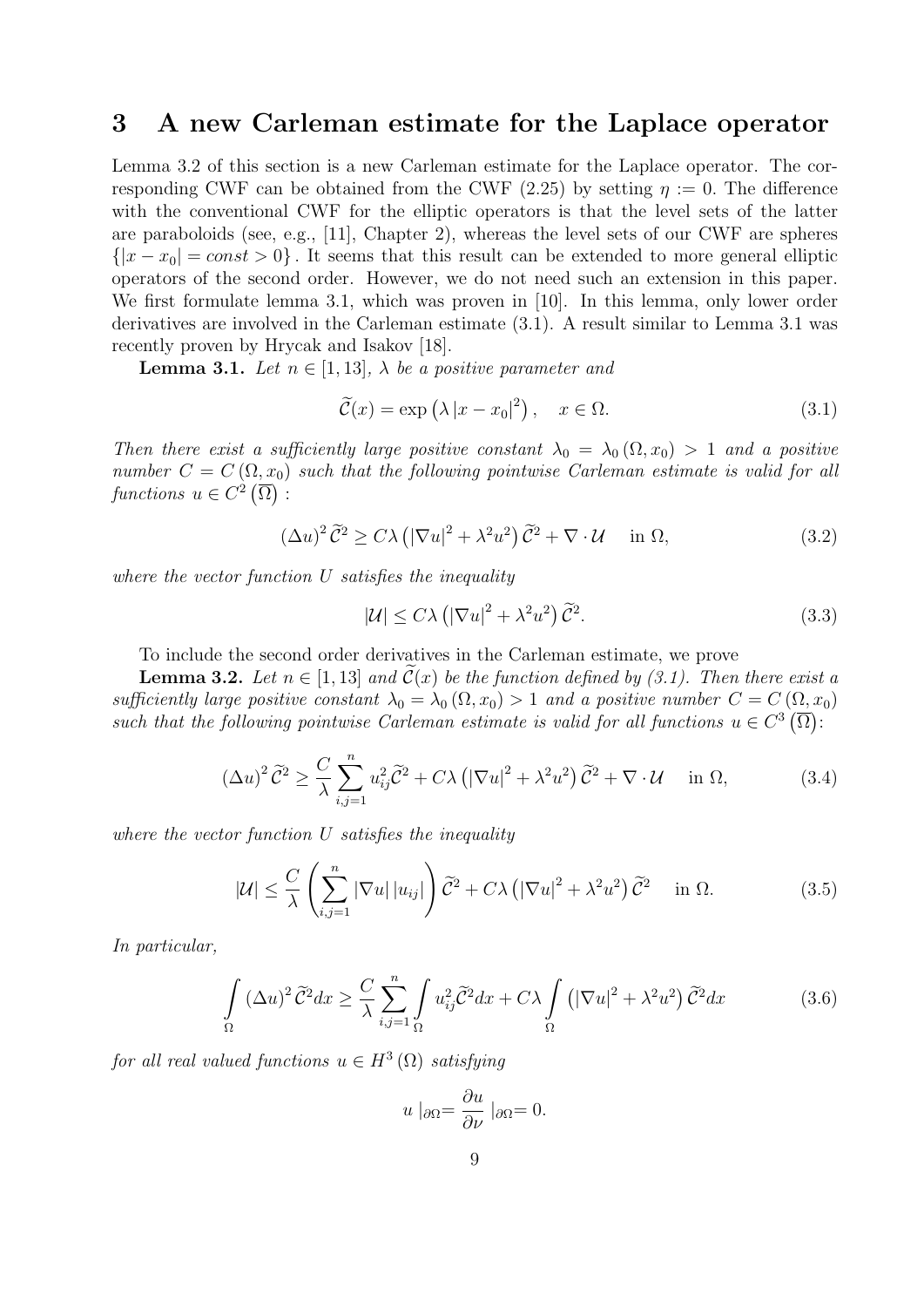# 3 A new Carleman estimate for the Laplace operator

Lemma 3.2 of this section is a new Carleman estimate for the Laplace operator. The corresponding CWF can be obtained from the CWF (2.25) by setting $\eta := 0$. The difference with the conventional CWF for the elliptic operators is that the level sets of the latter are paraboloids (see, e.g., [11], Chapter 2), whereas the level sets of our CWF are spheres $\{|x - x_0| = const > 0\}$. It seems that this result can be extended to more general elliptic operators of the second order. However, we do not need such an extension in this paper. We first formulate lemma 3.1, which was proven in [10]. In this lemma, only lower order derivatives are involved in the Carleman estimate (3.1). A result similar to Lemma 3.1 was recently proven by Hrycak and Isakov [18].

**Lemma 3.1.** *Let $n \in [1, 13]$, $\lambda$ be a positive parameter and*

$$\widetilde{\mathcal{C}}(x) = \exp\left(\lambda |x - x_0|^2\right), \quad x \in \Omega. \tag{3.1}$$

*Then there exist a sufficiently large positive constant $\lambda_0 = \lambda_0(\Omega, x_0) > 1$ and a positive number $C = C(\Omega, x_0)$ such that the following pointwise Carleman estimate is valid for all functions $u \in C^2\left(\overline{\Omega}\right)$ :*

$$(\Delta u)^2 \widetilde{\mathcal{C}}^2 \geq C\lambda \left(|\nabla u|^2 + \lambda^2 u^2\right) \widetilde{\mathcal{C}}^2 + \nabla \cdot \mathcal{U} \quad \text{ in } \Omega, \tag{3.2}$$

*where the vector function $U$ satisfies the inequality*

$$|\mathcal{U}| \leq C\lambda \left(|\nabla u|^2 + \lambda^2 u^2\right) \widetilde{\mathcal{C}}^2. \tag{3.3}$$

To include the second order derivatives in the Carleman estimate, we prove

**Lemma 3.2.** *Let $n \in [1, 13]$ and $\widetilde{\mathcal{C}}(x)$ be the function defined by (3.1). Then there exist a sufficiently large positive constant $\lambda_0 = \lambda_0(\Omega, x_0) > 1$ and a positive number $C = C(\Omega, x_0)$ such that the following pointwise Carleman estimate is valid for all functions $u \in C^3\left(\overline{\Omega}\right)$:*

$$(\Delta u)^2 \widetilde{\mathcal{C}}^2 \geq \frac{C}{\lambda} \sum_{i,j=1}^{n} u_{ij}^2 \widetilde{\mathcal{C}}^2 + C\lambda \left(|\nabla u|^2 + \lambda^2 u^2\right) \widetilde{\mathcal{C}}^2 + \nabla \cdot \mathcal{U} \quad \text{ in } \Omega, \tag{3.4}$$

*where the vector function $U$ satisfies the inequality*

$$|\mathcal{U}| \leq \frac{C}{\lambda} \left(\sum_{i,j=1}^{n} |\nabla u| \, |u_{ij}|\right) \widetilde{\mathcal{C}}^2 + C\lambda \left(|\nabla u|^2 + \lambda^2 u^2\right) \widetilde{\mathcal{C}}^2 \quad \text{ in } \Omega. \tag{3.5}$$

*In particular,*

$$\int_{\Omega} (\Delta u)^2 \widetilde{\mathcal{C}}^2 dx \geq \frac{C}{\lambda} \sum_{i,j=1}^{n} \int_{\Omega} u_{ij}^2 \widetilde{\mathcal{C}}^2 dx + C\lambda \int_{\Omega} \left(|\nabla u|^2 + \lambda^2 u^2\right) \widetilde{\mathcal{C}}^2 dx \tag{3.6}$$

*for all real valued functions $u \in H^3(\Omega)$ satisfying*

$$u \mid_{\partial\Omega} = \frac{\partial u}{\partial \nu} \mid_{\partial\Omega} = 0.$$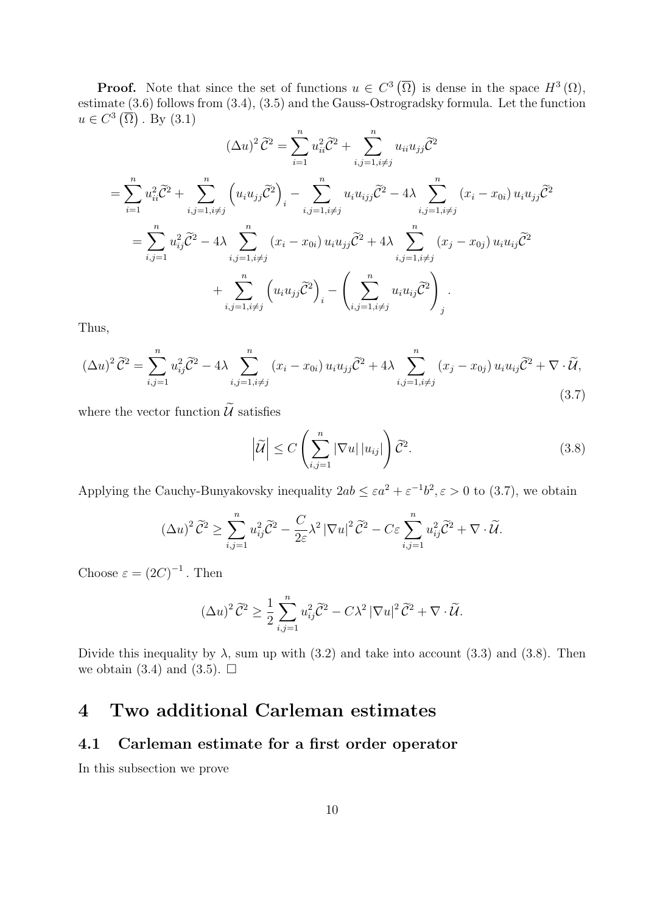**Proof.** Note that since the set of functions $u \in C^3\left(\overline{\Omega}\right)$ is dense in the space $H^3\left(\Omega\right)$, estimate (3.6) follows from (3.4), (3.5) and the Gauss-Ostrogradsky formula. Let the function $u \in C^3\left(\overline{\Omega}\right)$. By (3.1)

$$
(\Delta u)^2 \widetilde{\mathcal{C}}^2 = \sum_{i=1}^n u_{ii}^2 \widetilde{\mathcal{C}}^2 + \sum_{i,j=1, i\neq j}^n u_{ii} u_{jj} \widetilde{\mathcal{C}}^2
$$

$$
= \sum_{i=1}^n u_{ii}^2 \widetilde{\mathcal{C}}^2 + \sum_{i,j=1, i\neq j}^n \left( u_i u_{jj} \widetilde{\mathcal{C}}^2 \right)_i - \sum_{i,j=1, i\neq j}^n u_i u_{ijj} \widetilde{\mathcal{C}}^2 - 4\lambda \sum_{i,j=1, i\neq j}^n \left(x_i - x_{0i}\right) u_i u_{jj} \widetilde{\mathcal{C}}^2
$$

$$
= \sum_{i,j=1}^n u_{ij}^2 \widetilde{\mathcal{C}}^2 - 4\lambda \sum_{i,j=1, i\neq j}^n \left(x_i - x_{0i}\right) u_i u_{jj} \widetilde{\mathcal{C}}^2 + 4\lambda \sum_{i,j=1, i\neq j}^n \left(x_j - x_{0j}\right) u_i u_{ij} \widetilde{\mathcal{C}}^2
$$

$$
+ \sum_{i,j=1, i\neq j}^n \left( u_i u_{jj} \widetilde{\mathcal{C}}^2 \right)_i - \left( \sum_{i,j=1, i\neq j}^n u_i u_{ij} \widetilde{\mathcal{C}}^2 \right)_j .
$$

Thus,

$$
(\Delta u)^2 \widetilde{\mathcal{C}}^2 = \sum_{i,j=1}^n u_{ij}^2 \widetilde{\mathcal{C}}^2 - 4\lambda \sum_{i,j=1, i\neq j}^n \left(x_i - x_{0i}\right) u_i u_{jj} \widetilde{\mathcal{C}}^2 + 4\lambda \sum_{i,j=1, i\neq j}^n \left(x_j - x_{0j}\right) u_i u_{ij} \widetilde{\mathcal{C}}^2 + \nabla \cdot \widetilde{\mathcal{U}}, \tag{3.7}
$$

where the vector function $\widetilde{\mathcal{U}}$ satisfies

$$
\left| \widetilde{\mathcal{U}} \right| \leq C \left( \sum_{i,j=1}^n |\nabla u| \, |u_{ij}| \right) \widetilde{\mathcal{C}}^2. \tag{3.8}
$$

Applying the Cauchy-Bunyakovsky inequality $2ab \leq \varepsilon a^2 + \varepsilon^{-1} b^2, \varepsilon > 0$ to (3.7), we obtain

$$
(\Delta u)^2 \widetilde{\mathcal{C}}^2 \geq \sum_{i,j=1}^n u_{ij}^2 \widetilde{\mathcal{C}}^2 - \frac{C}{2\varepsilon} \lambda^2 |\nabla u|^2 \widetilde{\mathcal{C}}^2 - C\varepsilon \sum_{i,j=1}^n u_{ij}^2 \widetilde{\mathcal{C}}^2 + \nabla \cdot \widetilde{\mathcal{U}}.
$$

Choose $\varepsilon = (2C)^{-1}$. Then

$$
(\Delta u)^2 \widetilde{\mathcal{C}}^2 \geq \frac{1}{2} \sum_{i,j=1}^n u_{ij}^2 \widetilde{\mathcal{C}}^2 - C\lambda^2 |\nabla u|^2 \widetilde{\mathcal{C}}^2 + \nabla \cdot \widetilde{\mathcal{U}}.
$$

Divide this inequality by $\lambda$, sum up with (3.2) and take into account (3.3) and (3.8). Then we obtain (3.4) and (3.5). $\square$

# 4 Two additional Carleman estimates

## 4.1 Carleman estimate for a first order operator

In this subsection we prove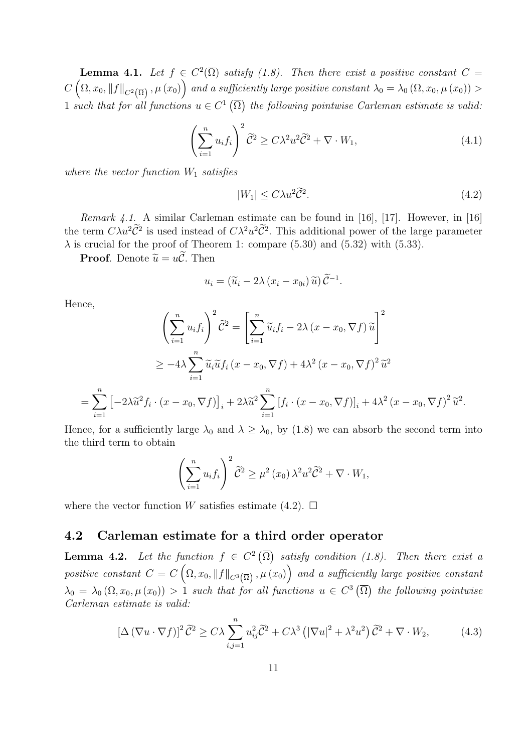**Lemma 4.1.** *Let $f \in C^2(\overline{\Omega})$ satisfy (1.8). Then there exist a positive constant $C = C\left(\Omega, x_0, \|f\|_{C^2(\overline{\Omega})}, \mu(x_0)\right)$ and a sufficiently large positive constant $\lambda_0 = \lambda_0(\Omega, x_0, \mu(x_0)) > 1$ such that for all functions $u \in C^1\left(\overline{\Omega}\right)$ the following pointwise Carleman estimate is valid:*

$$\left(\sum_{i=1}^{n} u_i f_i\right)^2 \widetilde{\mathcal{C}}^2 \geq C\lambda^2 u^2 \widetilde{\mathcal{C}}^2 + \nabla \cdot W_1, \tag{4.1}$$

*where the vector function $W_1$ satisfies*

$$|W_1| \leq C\lambda u^2 \widetilde{\mathcal{C}}^2. \tag{4.2}$$

*Remark 4.1.* A similar Carleman estimate can be found in [16], [17]. However, in [16] the term $C\lambda u^2 \widetilde{\mathcal{C}}^2$ is used instead of $C\lambda^2 u^2 \widetilde{\mathcal{C}}^2$. This additional power of the large parameter $\lambda$ is crucial for the proof of Theorem 1: compare (5.30) and (5.32) with (5.33).

**Proof**. Denote $\widetilde{u} = u\widetilde{\mathcal{C}}$. Then

$$u_i = \left(\widetilde{u}_i - 2\lambda (x_i - x_{0i}) \widetilde{u}\right) \widetilde{\mathcal{C}}^{-1}.$$

Hence,

$$\left(\sum_{i=1}^{n} u_i f_i\right)^2 \widetilde{\mathcal{C}}^2 = \left[\sum_{i=1}^{n} \widetilde{u}_i f_i - 2\lambda (x - x_0, \nabla f) \widetilde{u}\right]^2$$

$$\geq -4\lambda \sum_{i=1}^{n} \widetilde{u}_i \widetilde{u} f_i (x - x_0, \nabla f) + 4\lambda^2 (x - x_0, \nabla f)^2 \widetilde{u}^2$$

$$= \sum_{i=1}^{n} \left[-2\lambda \widetilde{u}^2 f_i \cdot (x - x_0, \nabla f)\right]_i + 2\lambda \widetilde{u}^2 \sum_{i=1}^{n} \left[f_i \cdot (x - x_0, \nabla f)\right]_i + 4\lambda^2 (x - x_0, \nabla f)^2 \widetilde{u}^2.$$

Hence, for a sufficiently large $\lambda_0$ and $\lambda \geq \lambda_0$, by (1.8) we can absorb the second term into the third term to obtain

$$\left(\sum_{i=1}^{n} u_i f_i\right)^2 \widetilde{\mathcal{C}}^2 \geq \mu^2(x_0) \lambda^2 u^2 \widetilde{\mathcal{C}}^2 + \nabla \cdot W_1,$$

where the vector function $W$ satisfies estimate (4.2). $\square$

## 4.2 Carleman estimate for a third order operator

**Lemma 4.2.** *Let the function $f \in C^2\left(\overline{\Omega}\right)$ satisfy condition (1.8). Then there exist a positive constant $C = C\left(\Omega, x_0, \|f\|_{C^3(\overline{\Omega})}, \mu(x_0)\right)$ and a sufficiently large positive constant $\lambda_0 = \lambda_0(\Omega, x_0, \mu(x_0)) > 1$ such that for all functions $u \in C^3\left(\overline{\Omega}\right)$ the following pointwise Carleman estimate is valid:*

$$\left[\Delta (\nabla u \cdot \nabla f)\right]^2 \widetilde{\mathcal{C}}^2 \geq C\lambda \sum_{i,j=1}^{n} u_{ij}^2 \widetilde{\mathcal{C}}^2 + C\lambda^3 \left(|\nabla u|^2 + \lambda^2 u^2\right) \widetilde{\mathcal{C}}^2 + \nabla \cdot W_2, \tag{4.3}$$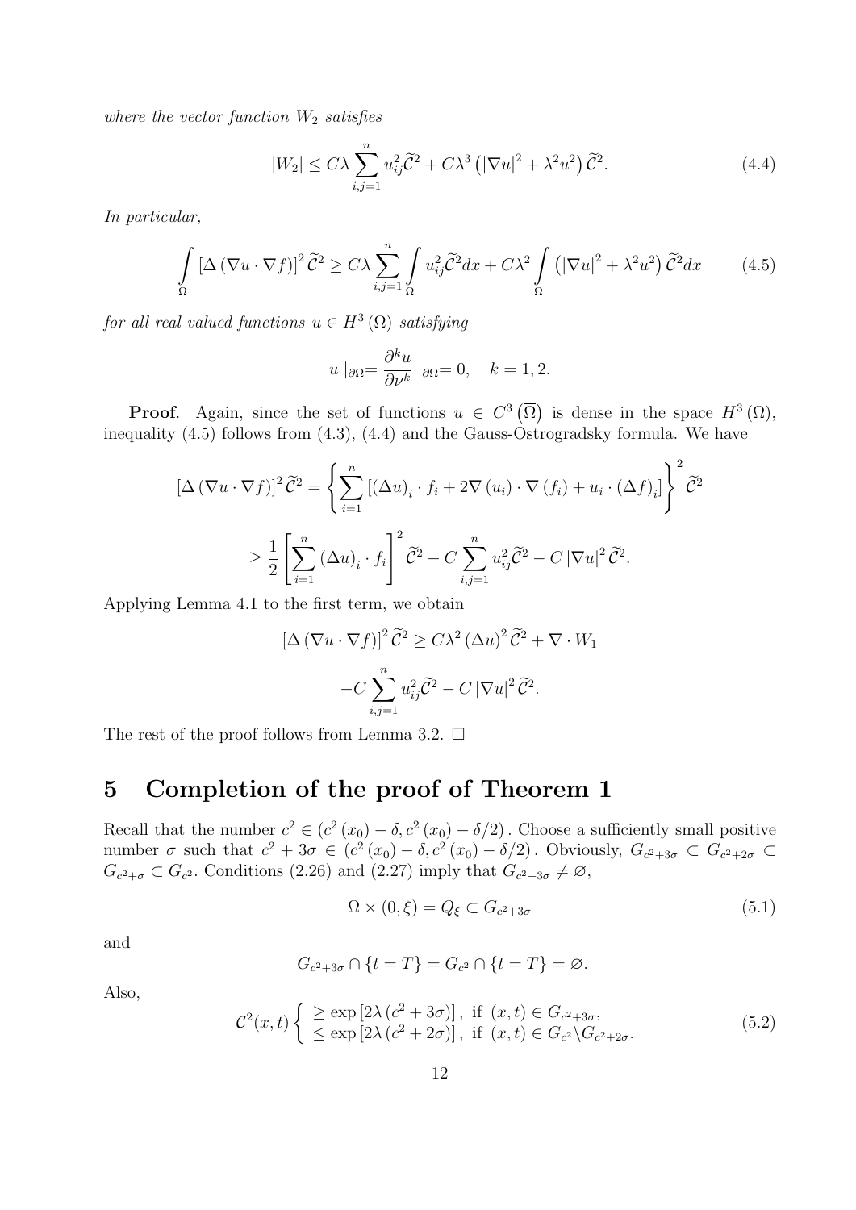*where the vector function* $W_2$ *satisfies*

$$|W_2| \le C\lambda \sum_{i,j=1}^{n} u_{ij}^2 \widetilde{\mathcal{C}}^2 + C\lambda^3 \left(|\nabla u|^2 + \lambda^2 u^2\right) \widetilde{\mathcal{C}}^2. \tag{4.4}$$

*In particular,*

$$\int_{\Omega} \left[\Delta \left(\nabla u \cdot \nabla f\right)\right]^2 \widetilde{\mathcal{C}}^2 \ge C\lambda \sum_{i,j=1}^{n} \int_{\Omega} u_{ij}^2 \widetilde{\mathcal{C}}^2 dx + C\lambda^2 \int_{\Omega} \left(|\nabla u|^2 + \lambda^2 u^2\right) \widetilde{\mathcal{C}}^2 dx \tag{4.5}$$

*for all real valued functions* $u \in H^3(\Omega)$ *satisfying*

$$u\mid_{\partial\Omega} = \frac{\partial^k u}{\partial \nu^k}\mid_{\partial\Omega} = 0, \quad k = 1, 2.$$

**Proof**. Again, since the set of functions $u \in C^3\left(\overline{\Omega}\right)$ is dense in the space $H^3(\Omega)$, inequality (4.5) follows from (4.3), (4.4) and the Gauss-Ostrogradsky formula. We have

$$\left[\Delta \left(\nabla u \cdot \nabla f\right)\right]^2 \widetilde{\mathcal{C}}^2 = \left\{ \sum_{i=1}^{n} \left[ \left(\Delta u\right)_i \cdot f_i + 2\nabla\left(u_i\right) \cdot \nabla\left(f_i\right) + u_i \cdot \left(\Delta f\right)_i \right] \right\}^2 \widetilde{\mathcal{C}}^2$$

$$\ge \frac{1}{2} \left[ \sum_{i=1}^{n} \left(\Delta u\right)_i \cdot f_i \right]^2 \widetilde{\mathcal{C}}^2 - C \sum_{i,j=1}^{n} u_{ij}^2 \widetilde{\mathcal{C}}^2 - C\left|\nabla u\right|^2 \widetilde{\mathcal{C}}^2.$$

Applying Lemma 4.1 to the first term, we obtain

$$\left[\Delta \left(\nabla u \cdot \nabla f\right)\right]^2 \widetilde{\mathcal{C}}^2 \ge C\lambda^2 \left(\Delta u\right)^2 \widetilde{\mathcal{C}}^2 + \nabla \cdot W_1$$

$$-C \sum_{i,j=1}^{n} u_{ij}^2 \widetilde{\mathcal{C}}^2 - C\left|\nabla u\right|^2 \widetilde{\mathcal{C}}^2.$$

The rest of the proof follows from Lemma 3.2. $\square$

# 5 Completion of the proof of Theorem 1

Recall that the number $c^2 \in \left(c^2(x_0) - \delta, c^2(x_0) - \delta/2\right)$. Choose a sufficiently small positive number $\sigma$ such that $c^2 + 3\sigma \in \left(c^2(x_0) - \delta, c^2(x_0) - \delta/2\right)$. Obviously, $G_{c^2+3\sigma} \subset G_{c^2+2\sigma} \subset G_{c^2+\sigma} \subset G_{c^2}$. Conditions (2.26) and (2.27) imply that $G_{c^2+3\sigma} \neq \varnothing$,

$$\Omega \times (0, \xi) = Q_\xi \subset G_{c^2+3\sigma} \tag{5.1}$$

and

$$G_{c^2+3\sigma} \cap \{t = T\} = G_{c^2} \cap \{t = T\} = \varnothing.$$

Also,

$$\mathcal{C}^2(x,t) \begin{cases} \ge \exp\left[2\lambda\left(c^2 + 3\sigma\right)\right], \text{ if } (x,t) \in G_{c^2+3\sigma}, \\ \le \exp\left[2\lambda\left(c^2 + 2\sigma\right)\right], \text{ if } (x,t) \in G_{c^2} \backslash G_{c^2+2\sigma}. \end{cases} \tag{5.2}$$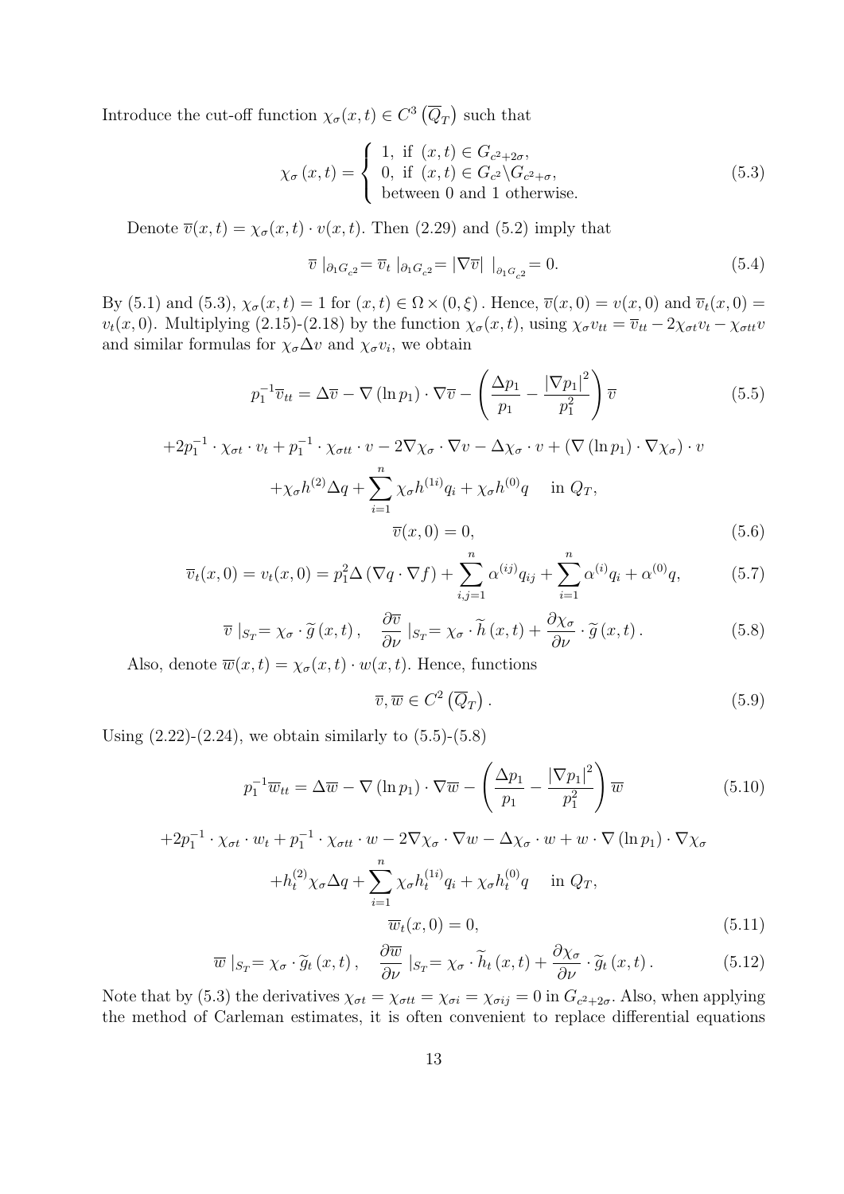Introduce the cut-off function $\chi_\sigma(x,t) \in C^3\left(\overline{Q}_T\right)$ such that

$$\chi_\sigma(x,t) = \begin{cases} 1, \text{ if } (x,t) \in G_{c^2+2\sigma}, \\ 0, \text{ if } (x,t) \in G_{c^2} \backslash G_{c^2+\sigma}, \\ \text{between 0 and 1 otherwise.} \end{cases} \tag{5.3}$$

Denote $\overline{v}(x,t) = \chi_\sigma(x,t) \cdot v(x,t)$. Then (2.29) and (5.2) imply that

$$\overline{v} \mid_{\partial_1 G_{c^2}} = \overline{v}_t \mid_{\partial_1 G_{c^2}} = \left|\nabla \overline{v}\right| \, \mid_{\partial_1 G_{c^2}} = 0. \tag{5.4}$$

By (5.1) and (5.3), $\chi_\sigma(x,t) = 1$ for $(x,t) \in \Omega \times (0,\xi)$. Hence, $\overline{v}(x,0) = v(x,0)$ and $\overline{v}_t(x,0) = v_t(x,0)$. Multiplying (2.15)-(2.18) by the function $\chi_\sigma(x,t)$, using $\chi_\sigma v_{tt} = \overline{v}_{tt} - 2\chi_{\sigma t} v_t - \chi_{\sigma tt} v$ and similar formulas for $\chi_\sigma \Delta v$ and $\chi_\sigma v_i$, we obtain

$$p_1^{-1} \overline{v}_{tt} = \Delta \overline{v} - \nabla\left(\ln p_1\right) \cdot \nabla \overline{v} - \left(\frac{\Delta p_1}{p_1} - \frac{\left|\nabla p_1\right|^2}{p_1^2}\right) \overline{v} \tag{5.5}$$

$$+2p_1^{-1} \cdot \chi_{\sigma t} \cdot v_t + p_1^{-1} \cdot \chi_{\sigma tt} \cdot v - 2\nabla \chi_\sigma \cdot \nabla v - \Delta \chi_\sigma \cdot v + \left(\nabla\left(\ln p_1\right) \cdot \nabla \chi_\sigma\right) \cdot v$$

$$+\chi_\sigma h^{(2)} \Delta q + \sum_{i=1}^{n} \chi_\sigma h^{(1i)} q_i + \chi_\sigma h^{(0)} q \quad \text{ in } Q_T,$$

$$\overline{v}(x,0) = 0, \tag{5.6}$$

$$\overline{v}_t(x,0) = v_t(x,0) = p_1^2 \Delta\left(\nabla q \cdot \nabla f\right) + \sum_{i,j=1}^{n} \alpha^{(ij)} q_{ij} + \sum_{i=1}^{n} \alpha^{(i)} q_i + \alpha^{(0)} q, \tag{5.7}$$

$$\overline{v} \mid_{S_T} = \chi_\sigma \cdot \widetilde{g}\left(x,t\right), \quad \frac{\partial \overline{v}}{\partial \nu} \mid_{S_T} = \chi_\sigma \cdot \widetilde{h}\left(x,t\right) + \frac{\partial \chi_\sigma}{\partial \nu} \cdot \widetilde{g}\left(x,t\right). \tag{5.8}$$

Also, denote $\overline{w}(x,t) = \chi_\sigma(x,t) \cdot w(x,t)$. Hence, functions

$$\overline{v}, \overline{w} \in C^2\left(\overline{Q}_T\right). \tag{5.9}$$

Using (2.22)-(2.24), we obtain similarly to (5.5)-(5.8)

$$p_1^{-1} \overline{w}_{tt} = \Delta \overline{w} - \nabla\left(\ln p_1\right) \cdot \nabla \overline{w} - \left(\frac{\Delta p_1}{p_1} - \frac{\left|\nabla p_1\right|^2}{p_1^2}\right) \overline{w} \tag{5.10}$$

$$+2p_1^{-1} \cdot \chi_{\sigma t} \cdot w_t + p_1^{-1} \cdot \chi_{\sigma tt} \cdot w - 2\nabla \chi_\sigma \cdot \nabla w - \Delta \chi_\sigma \cdot w + w \cdot \nabla\left(\ln p_1\right) \cdot \nabla \chi_\sigma$$

$$+h_t^{(2)} \chi_\sigma \Delta q + \sum_{i=1}^{n} \chi_\sigma h_t^{(1i)} q_i + \chi_\sigma h_t^{(0)} q \quad \text{ in } Q_T,$$

$$\overline{w}_t(x,0) = 0, \tag{5.11}$$

$$\overline{w} \mid_{S_T} = \chi_\sigma \cdot \widetilde{g}_t\left(x,t\right), \quad \frac{\partial \overline{w}}{\partial \nu} \mid_{S_T} = \chi_\sigma \cdot \widetilde{h}_t\left(x,t\right) + \frac{\partial \chi_\sigma}{\partial \nu} \cdot \widetilde{g}_t\left(x,t\right). \tag{5.12}$$

Note that by (5.3) the derivatives $\chi_{\sigma t} = \chi_{\sigma tt} = \chi_{\sigma i} = \chi_{\sigma ij} = 0$ in $G_{c^2+2\sigma}$. Also, when applying the method of Carleman estimates, it is often convenient to replace differential equations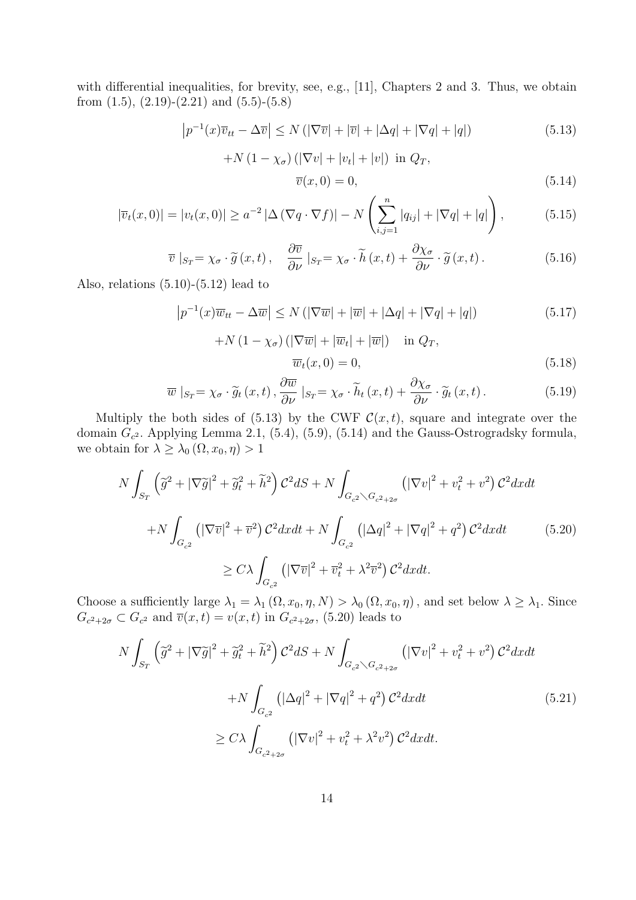with differential inequalities, for brevity, see, e.g., [11], Chapters 2 and 3. Thus, we obtain from (1.5), (2.19)-(2.21) and (5.5)-(5.8)

$$\left|p^{-1}(x)\overline{v}_{tt} - \Delta\overline{v}\right| \leq N\left(|\nabla\overline{v}| + |\overline{v}| + |\Delta q| + |\nabla q| + |q|\right) \tag{5.13}$$

$$+N\left(1-\chi_{\sigma}\right)\left(|\nabla v| + |v_t| + |v|\right) \text{ in } Q_T,$$

$$\overline{v}(x,0) = 0, \tag{5.14}$$

$$|\overline{v}_t(x,0)| = |v_t(x,0)| \geq a^{-2}\left|\Delta\left(\nabla q \cdot \nabla f\right)\right| - N\left(\sum_{i,j=1}^{n}|q_{ij}| + |\nabla q| + |q|\right), \tag{5.15}$$

$$\overline{v}\mid_{S_T} = \chi_{\sigma}\cdot\widetilde{g}\left(x,t\right), \quad \frac{\partial\overline{v}}{\partial\nu}\mid_{S_T} = \chi_{\sigma}\cdot\widetilde{h}\left(x,t\right) + \frac{\partial\chi_{\sigma}}{\partial\nu}\cdot\widetilde{g}\left(x,t\right). \tag{5.16}$$

Also, relations (5.10)-(5.12) lead to

$$\left|p^{-1}(x)\overline{w}_{tt} - \Delta\overline{w}\right| \leq N\left(|\nabla\overline{w}| + |\overline{w}| + |\Delta q| + |\nabla q| + |q|\right) \tag{5.17}$$

$$+N\left(1-\chi_{\sigma}\right)\left(|\nabla\overline{w}| + |\overline{w}_t| + |\overline{w}|\right) \quad \text{in } Q_T,$$

$$\overline{w}_t(x,0) = 0, \tag{5.18}$$

$$\overline{w}\mid_{S_T} = \chi_{\sigma}\cdot\widetilde{g}_t\left(x,t\right), \frac{\partial\overline{w}}{\partial\nu}\mid_{S_T} = \chi_{\sigma}\cdot\widetilde{h}_t\left(x,t\right) + \frac{\partial\chi_{\sigma}}{\partial\nu}\cdot\widetilde{g}_t\left(x,t\right). \tag{5.19}$$

Multiply the both sides of (5.13) by the CWF $\mathcal{C}(x,t)$, square and integrate over the domain $G_{c^2}$. Applying Lemma 2.1, (5.4), (5.9), (5.14) and the Gauss-Ostrogradsky formula, we obtain for $\lambda \geq \lambda_0\left(\Omega, x_0, \eta\right) > 1$

$$N\int_{S_T}\left(\widetilde{g}^2 + \left|\nabla\widetilde{g}\right|^2 + \widetilde{g}_t^2 + \widetilde{h}^2\right)\mathcal{C}^2 dS + N\int_{G_{c^2}\diagdown G_{c^2+2\sigma}}\left(\left|\nabla v\right|^2 + v_t^2 + v^2\right)\mathcal{C}^2 dxdt$$

$$+N\int_{G_{c^2}}\left(\left|\nabla\overline{v}\right|^2 + \overline{v}^2\right)\mathcal{C}^2 dxdt + N\int_{G_{c^2}}\left(\left|\Delta q\right|^2 + \left|\nabla q\right|^2 + q^2\right)\mathcal{C}^2 dxdt \tag{5.20}$$

$$\geq C\lambda\int_{G_{c^2}}\left(\left|\nabla\overline{v}\right|^2 + \overline{v}_t^2 + \lambda^2\overline{v}^2\right)\mathcal{C}^2 dxdt.$$

Choose a sufficiently large $\lambda_1 = \lambda_1\left(\Omega, x_0, \eta, N\right) > \lambda_0\left(\Omega, x_0, \eta\right)$, and set below $\lambda \geq \lambda_1$. Since $G_{c^2+2\sigma} \subset G_{c^2}$ and $\overline{v}(x,t) = v(x,t)$ in $G_{c^2+2\sigma}$, (5.20) leads to

$$N\int_{S_T}\left(\widetilde{g}^2 + \left|\nabla\widetilde{g}\right|^2 + \widetilde{g}_t^2 + \widetilde{h}^2\right)\mathcal{C}^2 dS + N\int_{G_{c^2}\diagdown G_{c^2+2\sigma}}\left(\left|\nabla v\right|^2 + v_t^2 + v^2\right)\mathcal{C}^2 dxdt$$

$$+N\int_{G_{c^2}}\left(\left|\Delta q\right|^2 + \left|\nabla q\right|^2 + q^2\right)\mathcal{C}^2 dxdt \tag{5.21}$$

$$\geq C\lambda\int_{G_{c^2+2\sigma}}\left(\left|\nabla v\right|^2 + v_t^2 + \lambda^2 v^2\right)\mathcal{C}^2 dxdt.$$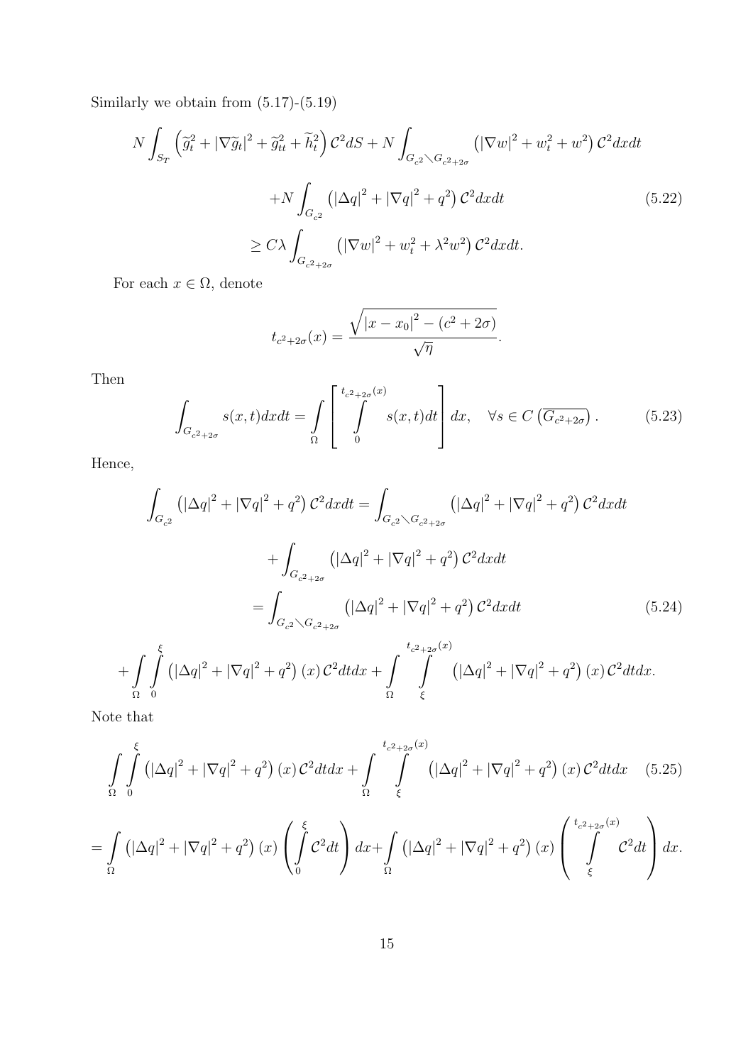Similarly we obtain from (5.17)-(5.19)

$$
\begin{aligned}
&N\int_{S_T}\left(\widetilde{g}_t^2+\left|\nabla \widetilde{g}_t\right|^2+\widetilde{g}_{tt}^2+\widetilde{h}_t^2\right)\mathcal{C}^2 dS+N\int_{G_{c^2}\diagdown G_{c^2+2\sigma}}\left(\left|\nabla w\right|^2+w_t^2+w^2\right)\mathcal{C}^2 dxdt \\
&\qquad +N\int_{G_{c^2}}\left(\left|\Delta q\right|^2+\left|\nabla q\right|^2+q^2\right)\mathcal{C}^2 dxdt \qquad (5.22)\\
&\qquad \geq C\lambda\int_{G_{c^2+2\sigma}}\left(\left|\nabla w\right|^2+w_t^2+\lambda^2 w^2\right)\mathcal{C}^2 dxdt.
\end{aligned}
$$

For each $x\in\Omega$, denote

$$
t_{c^2+2\sigma}(x)=\frac{\sqrt{\left|x-x_0\right|^2-(c^2+2\sigma)}}{\sqrt{\eta}}.
$$

Then

$$
\int_{G_{c^2+2\sigma}} s(x,t)dxdt=\int_{\Omega}\left[\int_0^{t_{c^2+2\sigma}(x)} s(x,t)dt\right]dx,\quad \forall s\in C\left(\overline{G_{c^2+2\sigma}}\right). \qquad (5.23)
$$

Hence,

$$
\begin{aligned}
\int_{G_{c^2}}\left(\left|\Delta q\right|^2+\left|\nabla q\right|^2+q^2\right)\mathcal{C}^2 dxdt &= \int_{G_{c^2}\diagdown G_{c^2+2\sigma}}\left(\left|\Delta q\right|^2+\left|\nabla q\right|^2+q^2\right)\mathcal{C}^2 dxdt \\
&\quad +\int_{G_{c^2+2\sigma}}\left(\left|\Delta q\right|^2+\left|\nabla q\right|^2+q^2\right)\mathcal{C}^2 dxdt \\
&= \int_{G_{c^2}\diagdown G_{c^2+2\sigma}}\left(\left|\Delta q\right|^2+\left|\nabla q\right|^2+q^2\right)\mathcal{C}^2 dxdt \qquad (5.24)\\
+\int_{\Omega}\int_0^{\xi}\left(\left|\Delta q\right|^2+\left|\nabla q\right|^2+q^2\right)(x)\,\mathcal{C}^2 dtdx &+\int_{\Omega}\int_{\xi}^{t_{c^2+2\sigma}(x)}\left(\left|\Delta q\right|^2+\left|\nabla q\right|^2+q^2\right)(x)\,\mathcal{C}^2 dtdx.
\end{aligned}
$$

Note that

$$
\int_{\Omega}\int_0^{\xi}\left(\left|\Delta q\right|^2+\left|\nabla q\right|^2+q^2\right)(x)\,\mathcal{C}^2 dtdx+\int_{\Omega}\int_{\xi}^{t_{c^2+2\sigma}(x)}\left(\left|\Delta q\right|^2+\left|\nabla q\right|^2+q^2\right)(x)\,\mathcal{C}^2 dtdx \qquad (5.25)
$$

$$
=\int_{\Omega}\left(\left|\Delta q\right|^2+\left|\nabla q\right|^2+q^2\right)(x)\left(\int_0^{\xi}\mathcal{C}^2 dt\right)dx+\int_{\Omega}\left(\left|\Delta q\right|^2+\left|\nabla q\right|^2+q^2\right)(x)\left(\int_{\xi}^{t_{c^2+2\sigma}(x)}\mathcal{C}^2 dt\right)dx.
$$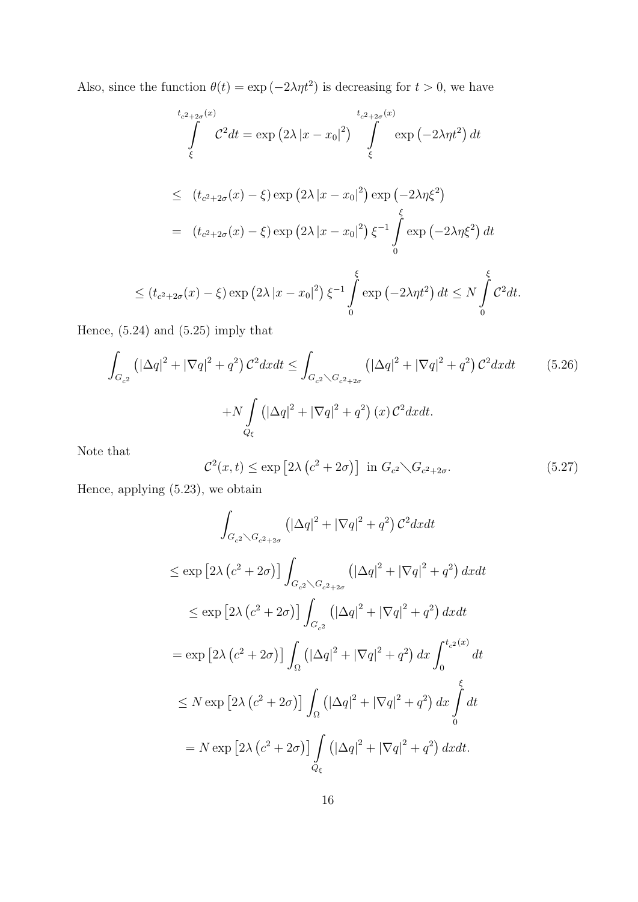Also, since the function $\theta(t) = \exp\left(-2\lambda\eta t^2\right)$ is decreasing for $t > 0$, we have

$$\int\limits_{\xi}^{t_{c^2+2\sigma}(x)} \mathcal{C}^2 dt = \exp\left(2\lambda\left|x - x_0\right|^2\right) \int\limits_{\xi}^{t_{c^2+2\sigma}(x)} \exp\left(-2\lambda\eta t^2\right) dt$$

$$\leq \left(t_{c^2+2\sigma}(x) - \xi\right) \exp\left(2\lambda\left|x - x_0\right|^2\right) \exp\left(-2\lambda\eta\xi^2\right)$$

$$= \left(t_{c^2+2\sigma}(x) - \xi\right) \exp\left(2\lambda\left|x - x_0\right|^2\right) \xi^{-1} \int\limits_{0}^{\xi} \exp\left(-2\lambda\eta\xi^2\right) dt$$

$$\leq \left(t_{c^2+2\sigma}(x) - \xi\right) \exp\left(2\lambda\left|x - x_0\right|^2\right) \xi^{-1} \int\limits_{0}^{\xi} \exp\left(-2\lambda\eta t^2\right) dt \leq N \int\limits_{0}^{\xi} \mathcal{C}^2 dt.$$

Hence, (5.24) and (5.25) imply that

$$\int_{G_{c^2}} \left(\left|\Delta q\right|^2 + \left|\nabla q\right|^2 + q^2\right) \mathcal{C}^2 dx dt \leq \int_{G_{c^2} \diagdown G_{c^2+2\sigma}} \left(\left|\Delta q\right|^2 + \left|\nabla q\right|^2 + q^2\right) \mathcal{C}^2 dx dt \tag{5.26}$$

$$+ N \int\limits_{Q_{\xi}} \left(\left|\Delta q\right|^2 + \left|\nabla q\right|^2 + q^2\right)(x)\, \mathcal{C}^2 dx dt.$$

Note that

$$\mathcal{C}^2(x,t) \leq \exp\left[2\lambda\left(c^2 + 2\sigma\right)\right] \text{ in } G_{c^2} \diagdown G_{c^2+2\sigma}. \tag{5.27}$$

Hence, applying (5.23), we obtain

$$\int_{G_{c^2} \diagdown G_{c^2+2\sigma}} \left(\left|\Delta q\right|^2 + \left|\nabla q\right|^2 + q^2\right) \mathcal{C}^2 dx dt$$

$$\leq \exp\left[2\lambda\left(c^2 + 2\sigma\right)\right] \int_{G_{c^2} \diagdown G_{c^2+2\sigma}} \left(\left|\Delta q\right|^2 + \left|\nabla q\right|^2 + q^2\right) dx dt$$

$$\leq \exp\left[2\lambda\left(c^2 + 2\sigma\right)\right] \int_{G_{c^2}} \left(\left|\Delta q\right|^2 + \left|\nabla q\right|^2 + q^2\right) dx dt$$

$$= \exp\left[2\lambda\left(c^2 + 2\sigma\right)\right] \int_{\Omega} \left(\left|\Delta q\right|^2 + \left|\nabla q\right|^2 + q^2\right) dx \int_0^{t_{c^2}(x)} dt$$

$$\leq N \exp\left[2\lambda\left(c^2 + 2\sigma\right)\right] \int_{\Omega} \left(\left|\Delta q\right|^2 + \left|\nabla q\right|^2 + q^2\right) dx \int\limits_{0}^{\xi} dt$$

$$= N \exp\left[2\lambda\left(c^2 + 2\sigma\right)\right] \int\limits_{Q_{\xi}} \left(\left|\Delta q\right|^2 + \left|\nabla q\right|^2 + q^2\right) dx dt.$$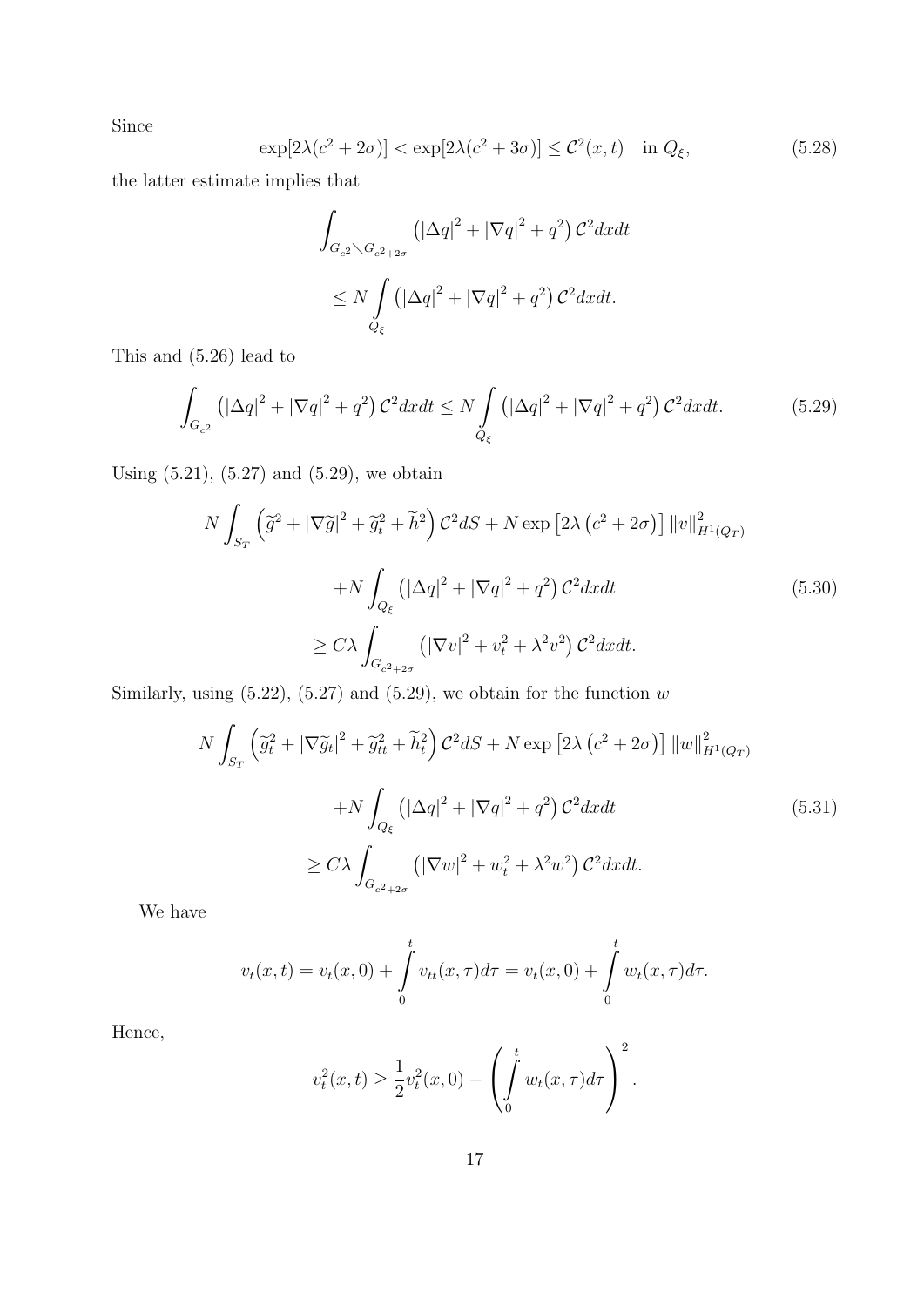Since

$$\exp[2\lambda(c^2 + 2\sigma)] < \exp[2\lambda(c^2 + 3\sigma)] \leq \mathcal{C}^2(x,t) \quad \text{in } Q_\xi, \tag{5.28}$$

the latter estimate implies that

$$\int_{G_{c^2} \diagdown G_{c^2+2\sigma}} \left(|\Delta q|^2 + |\nabla q|^2 + q^2\right) \mathcal{C}^2 dxdt$$

$$\leq N \int\limits_{Q_\xi} \left(|\Delta q|^2 + |\nabla q|^2 + q^2\right) \mathcal{C}^2 dxdt.$$

This and (5.26) lead to

$$\int_{G_{c^2}} \left(|\Delta q|^2 + |\nabla q|^2 + q^2\right) \mathcal{C}^2 dxdt \leq N \int\limits_{Q_\xi} \left(|\Delta q|^2 + |\nabla q|^2 + q^2\right) \mathcal{C}^2 dxdt. \tag{5.29}$$

Using (5.21), (5.27) and (5.29), we obtain

$$\begin{aligned} N \int_{S_T} \left(\widetilde{g}^2 + |\nabla \widetilde{g}|^2 + \widetilde{g}_t^2 + \widetilde{h}^2\right) \mathcal{C}^2 dS + N \exp\left[2\lambda\left(c^2 + 2\sigma\right)\right] \|v\|_{H^1(Q_T)}^2 \\ + N \int_{Q_\xi} \left(|\Delta q|^2 + |\nabla q|^2 + q^2\right) \mathcal{C}^2 dxdt \\ \geq C\lambda \int_{G_{c^2+2\sigma}} \left(|\nabla v|^2 + v_t^2 + \lambda^2 v^2\right) \mathcal{C}^2 dxdt. \end{aligned} \tag{5.30}$$

Similarly, using (5.22), (5.27) and (5.29), we obtain for the function $w$

$$\begin{aligned} N \int_{S_T} \left(\widetilde{g}_t^2 + |\nabla \widetilde{g}_t|^2 + \widetilde{g}_{tt}^2 + \widetilde{h}_t^2\right) \mathcal{C}^2 dS + N \exp\left[2\lambda\left(c^2 + 2\sigma\right)\right] \|w\|_{H^1(Q_T)}^2 \\ + N \int_{Q_\xi} \left(|\Delta q|^2 + |\nabla q|^2 + q^2\right) \mathcal{C}^2 dxdt \\ \geq C\lambda \int_{G_{c^2+2\sigma}} \left(|\nabla w|^2 + w_t^2 + \lambda^2 w^2\right) \mathcal{C}^2 dxdt. \end{aligned} \tag{5.31}$$

We have

$$v_t(x,t) = v_t(x,0) + \int\limits_0^t v_{tt}(x,\tau) d\tau = v_t(x,0) + \int\limits_0^t w_t(x,\tau) d\tau.$$

Hence,

$$v_t^2(x,t) \geq \frac{1}{2} v_t^2(x,0) - \left(\int\limits_0^t w_t(x,\tau) d\tau\right)^2.$$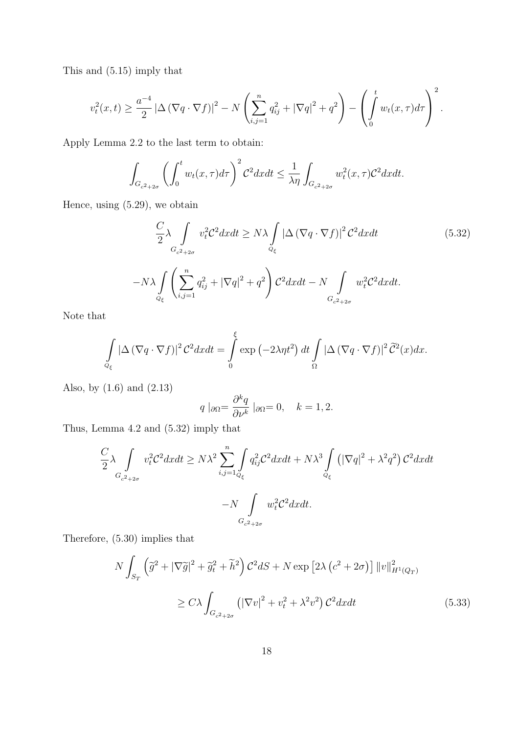This and (5.15) imply that

$$
v_t^2(x,t) \geq \frac{a^{-4}}{2} \left| \Delta \left( \nabla q \cdot \nabla f \right) \right|^2 - N \left( \sum_{i,j=1}^{n} q_{ij}^2 + \left| \nabla q \right|^2 + q^2 \right) - \left( \int_0^t w_t(x,\tau) d\tau \right)^2 .
$$

Apply Lemma 2.2 to the last term to obtain:

$$
\int_{G_{c^2+2\sigma}} \left( \int_0^t w_t(x,\tau) d\tau \right)^2 \mathcal{C}^2 dx dt \leq \frac{1}{\lambda \eta} \int_{G_{c^2+2\sigma}} w_t^2(x,\tau) \mathcal{C}^2 dx dt.
$$

Hence, using (5.29), we obtain

$$
\frac{C}{2} \lambda \int_{G_{c^2+2\sigma}} v_t^2 \mathcal{C}^2 dx dt \geq N \lambda \int_{Q_\xi} \left| \Delta \left( \nabla q \cdot \nabla f \right) \right|^2 \mathcal{C}^2 dx dt \tag{5.32}
$$

$$
- N \lambda \int_{Q_\xi} \left( \sum_{i,j=1}^{n} q_{ij}^2 + \left| \nabla q \right|^2 + q^2 \right) \mathcal{C}^2 dx dt - N \int_{G_{c^2+2\sigma}} w_t^2 \mathcal{C}^2 dx dt.
$$

Note that

$$
\int_{Q_\xi} \left| \Delta \left( \nabla q \cdot \nabla f \right) \right|^2 \mathcal{C}^2 dx dt = \int_0^\xi \exp\left( -2\lambda \eta t^2 \right) dt \int_\Omega \left| \Delta \left( \nabla q \cdot \nabla f \right) \right|^2 \widetilde{\mathcal{C}}^2(x) dx.
$$

Also, by (1.6) and (2.13)

$$
q \mid_{\partial \Omega} = \frac{\partial^k q}{\partial \nu^k} \mid_{\partial \Omega} = 0, \quad k = 1, 2.
$$

Thus, Lemma 4.2 and (5.32) imply that

$$
\frac{C}{2} \lambda \int_{G_{c^2+2\sigma}} v_t^2 \mathcal{C}^2 dx dt \geq N \lambda^2 \sum_{i,j=1}^{n} \int_{Q_\xi} q_{ij}^2 \mathcal{C}^2 dx dt + N \lambda^3 \int_{Q_\xi} \left( \left| \nabla q \right|^2 + \lambda^2 q^2 \right) \mathcal{C}^2 dx dt
$$

$$
- N \int_{G_{c^2+2\sigma}} w_t^2 \mathcal{C}^2 dx dt.
$$

Therefore, (5.30) implies that

$$
N \int_{S_T} \left( \widetilde{g}^2 + \left| \nabla \widetilde{g} \right|^2 + \widetilde{g}_t^2 + \widetilde{h}^2 \right) \mathcal{C}^2 dS + N \exp\left[ 2\lambda \left( c^2 + 2\sigma \right) \right] \left\| v \right\|_{H^1(Q_T)}^2
$$

$$
\geq C \lambda \int_{G_{c^2+2\sigma}} \left( \left| \nabla v \right|^2 + v_t^2 + \lambda^2 v^2 \right) \mathcal{C}^2 dx dt \tag{5.33}
$$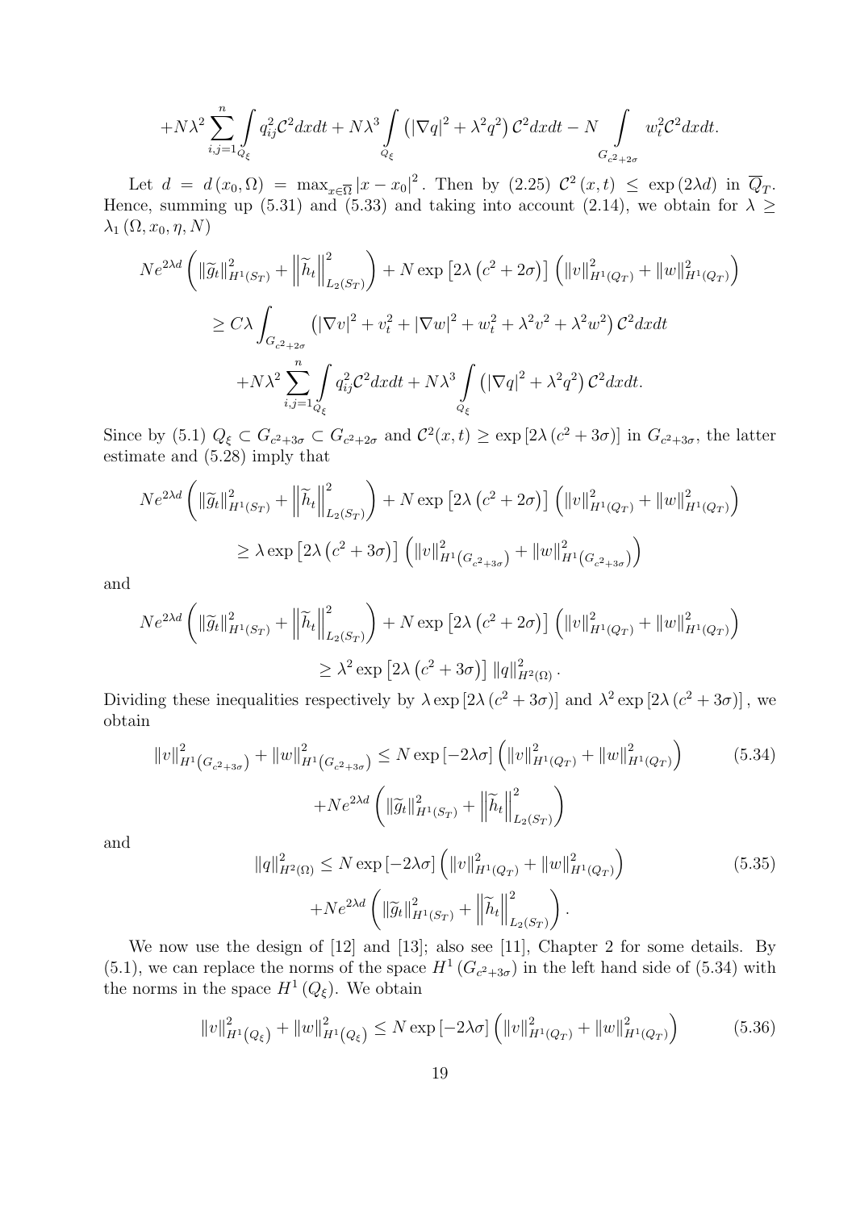$$+N\lambda^2 \sum_{i,j=1}^{n} \int\limits_{Q_\xi} q_{ij}^2 \mathcal{C}^2 dxdt + N\lambda^3 \int\limits_{Q_\xi} \left(|\nabla q|^2 + \lambda^2 q^2\right) \mathcal{C}^2 dxdt - N \int\limits_{G_{c^2+2\sigma}} w_t^2 \mathcal{C}^2 dxdt.$$

Let $d = d(x_0, \Omega) = \max_{x \in \overline{\Omega}} |x - x_0|^2$. Then by (2.25) $\mathcal{C}^2(x,t) \leq \exp(2\lambda d)$ in $\overline{Q}_T$. Hence, summing up (5.31) and (5.33) and taking into account (2.14), we obtain for $\lambda \geq \lambda_1(\Omega, x_0, \eta, N)$

$$Ne^{2\lambda d}\left(\|\widetilde{g}_t\|^2_{H^1(S_T)} + \left\|\widetilde{h}_t\right\|^2_{L_2(S_T)}\right) + N\exp\left[2\lambda\left(c^2+2\sigma\right)\right]\left(\|v\|^2_{H^1(Q_T)} + \|w\|^2_{H^1(Q_T)}\right)$$

$$\geq C\lambda \int_{G_{c^2+2\sigma}} \left(|\nabla v|^2 + v_t^2 + |\nabla w|^2 + w_t^2 + \lambda^2 v^2 + \lambda^2 w^2\right) \mathcal{C}^2 dxdt$$

$$+N\lambda^2 \sum_{i,j=1}^{n} \int\limits_{Q_\xi} q_{ij}^2 \mathcal{C}^2 dxdt + N\lambda^3 \int\limits_{Q_\xi} \left(|\nabla q|^2 + \lambda^2 q^2\right) \mathcal{C}^2 dxdt.$$

Since by (5.1) $Q_\xi \subset G_{c^2+3\sigma} \subset G_{c^2+2\sigma}$ and $\mathcal{C}^2(x,t) \geq \exp\left[2\lambda\left(c^2+3\sigma\right)\right]$ in $G_{c^2+3\sigma}$, the latter estimate and (5.28) imply that

$$Ne^{2\lambda d}\left(\|\widetilde{g}_t\|^2_{H^1(S_T)} + \left\|\widetilde{h}_t\right\|^2_{L_2(S_T)}\right) + N\exp\left[2\lambda\left(c^2+2\sigma\right)\right]\left(\|v\|^2_{H^1(Q_T)} + \|w\|^2_{H^1(Q_T)}\right)$$

$$\geq \lambda \exp\left[2\lambda\left(c^2+3\sigma\right)\right]\left(\|v\|^2_{H^1\left(G_{c^2+3\sigma}\right)} + \|w\|^2_{H^1\left(G_{c^2+3\sigma}\right)}\right)$$

and

$$Ne^{2\lambda d}\left(\|\widetilde{g}_t\|^2_{H^1(S_T)} + \left\|\widetilde{h}_t\right\|^2_{L_2(S_T)}\right) + N\exp\left[2\lambda\left(c^2+2\sigma\right)\right]\left(\|v\|^2_{H^1(Q_T)} + \|w\|^2_{H^1(Q_T)}\right)$$

$$\geq \lambda^2 \exp\left[2\lambda\left(c^2+3\sigma\right)\right]\|q\|^2_{H^2(\Omega)}.$$

Dividing these inequalities respectively by $\lambda \exp\left[2\lambda\left(c^2+3\sigma\right)\right]$ and $\lambda^2 \exp\left[2\lambda\left(c^2+3\sigma\right)\right]$, we obtain

$$\|v\|^2_{H^1\left(G_{c^2+3\sigma}\right)} + \|w\|^2_{H^1\left(G_{c^2+3\sigma}\right)} \leq N\exp\left[-2\lambda\sigma\right]\left(\|v\|^2_{H^1(Q_T)} + \|w\|^2_{H^1(Q_T)}\right) \tag{5.34}$$

$$+Ne^{2\lambda d}\left(\|\widetilde{g}_t\|^2_{H^1(S_T)} + \left\|\widetilde{h}_t\right\|^2_{L_2(S_T)}\right)$$

and

$$\|q\|^2_{H^2(\Omega)} \leq N\exp\left[-2\lambda\sigma\right]\left(\|v\|^2_{H^1(Q_T)} + \|w\|^2_{H^1(Q_T)}\right) \tag{5.35}$$

$$+Ne^{2\lambda d}\left(\|\widetilde{g}_t\|^2_{H^1(S_T)} + \left\|\widetilde{h}_t\right\|^2_{L_2(S_T)}\right).$$

We now use the design of [12] and [13]; also see [11], Chapter 2 for some details. By (5.1), we can replace the norms of the space $H^1\left(G_{c^2+3\sigma}\right)$ in the left hand side of (5.34) with the norms in the space $H^1\left(Q_\xi\right)$. We obtain

$$\|v\|^2_{H^1\left(Q_\xi\right)} + \|w\|^2_{H^1\left(Q_\xi\right)} \leq N\exp\left[-2\lambda\sigma\right]\left(\|v\|^2_{H^1(Q_T)} + \|w\|^2_{H^1(Q_T)}\right) \tag{5.36}$$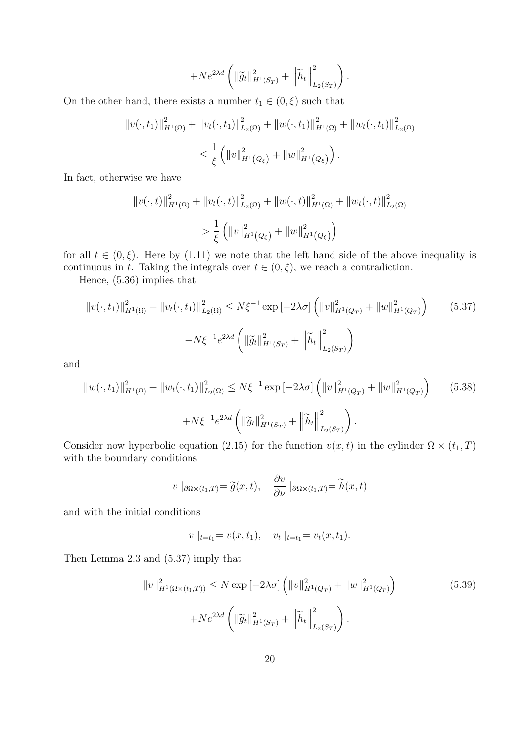$$+Ne^{2\lambda d}\left(\|\widetilde{g}_t\|^2_{H^1(S_T)}+\left\|\widetilde{h}_t\right\|^2_{L_2(S_T)}\right).$$

On the other hand, there exists a number $t_1 \in (0,\xi)$ such that

$$\|v(\cdot,t_1)\|^2_{H^1(\Omega)}+\|v_t(\cdot,t_1)\|^2_{L_2(\Omega)}+\|w(\cdot,t_1)\|^2_{H^1(\Omega)}+\|w_t(\cdot,t_1)\|^2_{L_2(\Omega)}$$

$$\leq \frac{1}{\xi}\left(\|v\|^2_{H^1(Q_\xi)}+\|w\|^2_{H^1(Q_\xi)}\right).$$

In fact, otherwise we have

$$\|v(\cdot,t)\|^2_{H^1(\Omega)}+\|v_t(\cdot,t)\|^2_{L_2(\Omega)}+\|w(\cdot,t)\|^2_{H^1(\Omega)}+\|w_t(\cdot,t)\|^2_{L_2(\Omega)}$$

$$> \frac{1}{\xi}\left(\|v\|^2_{H^1(Q_\xi)}+\|w\|^2_{H^1(Q_\xi)}\right)$$

for all $t \in (0,\xi)$. Here by (1.11) we note that the left hand side of the above inequality is continuous in $t$. Taking the integrals over $t \in (0,\xi)$, we reach a contradiction.

Hence, (5.36) implies that

$$\|v(\cdot,t_1)\|^2_{H^1(\Omega)}+\|v_t(\cdot,t_1)\|^2_{L_2(\Omega)} \leq N\xi^{-1}\exp\left[-2\lambda\sigma\right]\left(\|v\|^2_{H^1(Q_T)}+\|w\|^2_{H^1(Q_T)}\right) \tag{5.37}$$

$$+N\xi^{-1}e^{2\lambda d}\left(\|\widetilde{g}_t\|^2_{H^1(S_T)}+\left\|\widetilde{h}_t\right\|^2_{L_2(S_T)}\right)$$

and

$$\|w(\cdot,t_1)\|^2_{H^1(\Omega)}+\|w_t(\cdot,t_1)\|^2_{L_2(\Omega)} \leq N\xi^{-1}\exp\left[-2\lambda\sigma\right]\left(\|v\|^2_{H^1(Q_T)}+\|w\|^2_{H^1(Q_T)}\right) \tag{5.38}$$

$$+N\xi^{-1}e^{2\lambda d}\left(\|\widetilde{g}_t\|^2_{H^1(S_T)}+\left\|\widetilde{h}_t\right\|^2_{L_2(S_T)}\right).$$

Consider now hyperbolic equation (2.15) for the function $v(x,t)$ in the cylinder $\Omega\times(t_1,T)$ with the boundary conditions

$$v\mid_{\partial\Omega\times(t_1,T)}=\widetilde{g}(x,t), \quad \frac{\partial v}{\partial\nu}\mid_{\partial\Omega\times(t_1,T)}=\widetilde{h}(x,t)$$

and with the initial conditions

$$v\mid_{t=t_1}=v(x,t_1), \quad v_t\mid_{t=t_1}=v_t(x,t_1).$$

Then Lemma 2.3 and (5.37) imply that

$$\|v\|^2_{H^1(\Omega\times(t_1,T))} \leq N\exp\left[-2\lambda\sigma\right]\left(\|v\|^2_{H^1(Q_T)}+\|w\|^2_{H^1(Q_T)}\right) \tag{5.39}$$

$$+Ne^{2\lambda d}\left(\|\widetilde{g}_t\|^2_{H^1(S_T)}+\left\|\widetilde{h}_t\right\|^2_{L_2(S_T)}\right).$$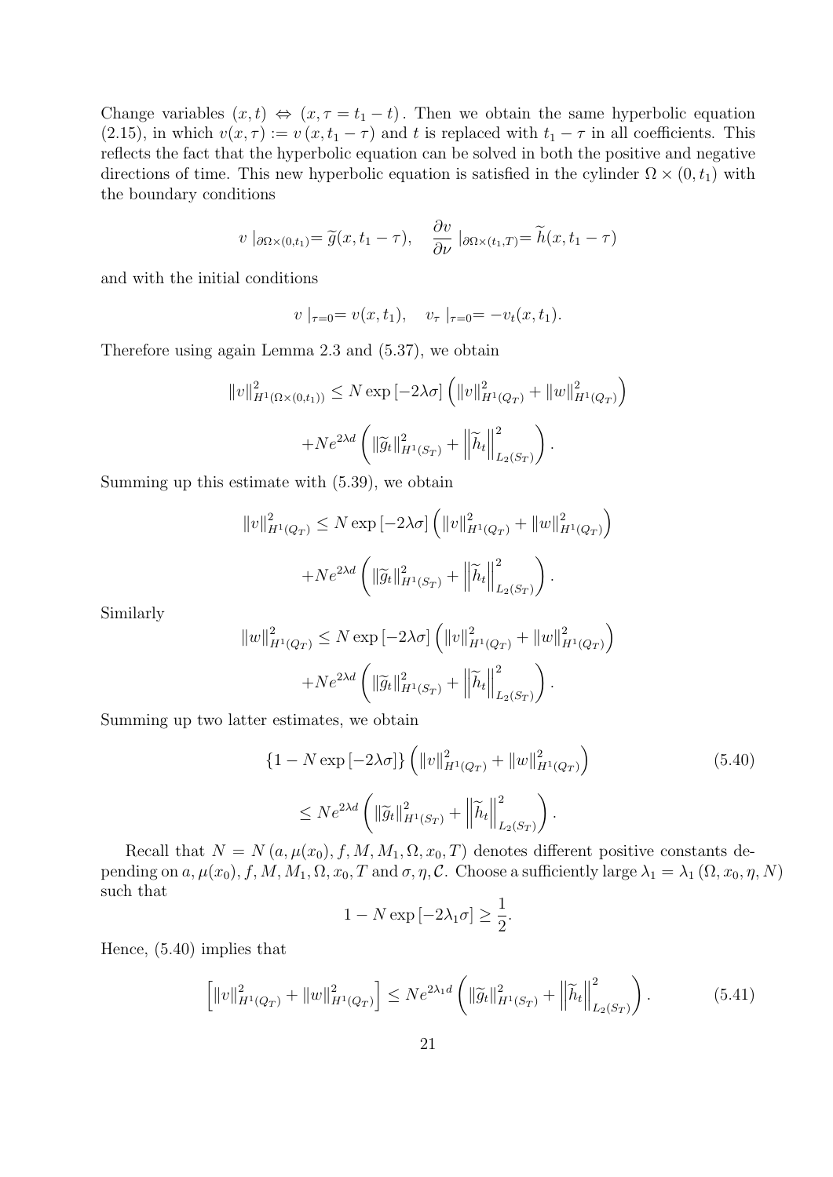Change variables $(x,t) \Leftrightarrow (x, \tau = t_1 - t)$. Then we obtain the same hyperbolic equation (2.15), in which $v(x,\tau) := v(x, t_1 - \tau)$ and $t$ is replaced with $t_1 - \tau$ in all coefficients. This reflects the fact that the hyperbolic equation can be solved in both the positive and negative directions of time. This new hyperbolic equation is satisfied in the cylinder $\Omega \times (0, t_1)$ with the boundary conditions

$$v\mid_{\partial\Omega\times(0,t_1)} = \widetilde{g}(x, t_1 - \tau), \quad \frac{\partial v}{\partial \nu}\mid_{\partial\Omega\times(t_1,T)} = \widetilde{h}(x, t_1 - \tau)$$

and with the initial conditions

$$v\mid_{\tau=0} = v(x, t_1), \quad v_\tau\mid_{\tau=0} = -v_t(x, t_1).$$

Therefore using again Lemma 2.3 and (5.37), we obtain

$$\|v\|^2_{H^1(\Omega\times(0,t_1))} \leq N \exp\left[-2\lambda\sigma\right]\left(\|v\|^2_{H^1(Q_T)} + \|w\|^2_{H^1(Q_T)}\right)$$

$$+ N e^{2\lambda d}\left(\|\widetilde{g}_t\|^2_{H^1(S_T)} + \left\|\widetilde{h}_t\right\|^2_{L_2(S_T)}\right).$$

Summing up this estimate with (5.39), we obtain

$$\|v\|^2_{H^1(Q_T)} \leq N \exp\left[-2\lambda\sigma\right]\left(\|v\|^2_{H^1(Q_T)} + \|w\|^2_{H^1(Q_T)}\right)$$

$$+ N e^{2\lambda d}\left(\|\widetilde{g}_t\|^2_{H^1(S_T)} + \left\|\widetilde{h}_t\right\|^2_{L_2(S_T)}\right).$$

Similarly

$$\|w\|^2_{H^1(Q_T)} \leq N \exp\left[-2\lambda\sigma\right]\left(\|v\|^2_{H^1(Q_T)} + \|w\|^2_{H^1(Q_T)}\right)$$

$$+ N e^{2\lambda d}\left(\|\widetilde{g}_t\|^2_{H^1(S_T)} + \left\|\widetilde{h}_t\right\|^2_{L_2(S_T)}\right).$$

Summing up two latter estimates, we obtain

$$\left\{1 - N \exp\left[-2\lambda\sigma\right]\right\}\left(\|v\|^2_{H^1(Q_T)} + \|w\|^2_{H^1(Q_T)}\right) \tag{5.40}$$

$$\leq N e^{2\lambda d}\left(\|\widetilde{g}_t\|^2_{H^1(S_T)} + \left\|\widetilde{h}_t\right\|^2_{L_2(S_T)}\right).$$

Recall that $N = N(a, \mu(x_0), f, M, M_1, \Omega, x_0, T)$ denotes different positive constants depending on $a, \mu(x_0), f, M, M_1, \Omega, x_0, T$ and $\sigma, \eta, \mathcal{C}$. Choose a sufficiently large $\lambda_1 = \lambda_1(\Omega, x_0, \eta, N)$ such that

$$1 - N \exp\left[-2\lambda_1\sigma\right] \geq \frac{1}{2}.$$

Hence, (5.40) implies that

$$\left[\|v\|^2_{H^1(Q_T)} + \|w\|^2_{H^1(Q_T)}\right] \leq N e^{2\lambda_1 d}\left(\|\widetilde{g}_t\|^2_{H^1(S_T)} + \left\|\widetilde{h}_t\right\|^2_{L_2(S_T)}\right). \tag{5.41}$$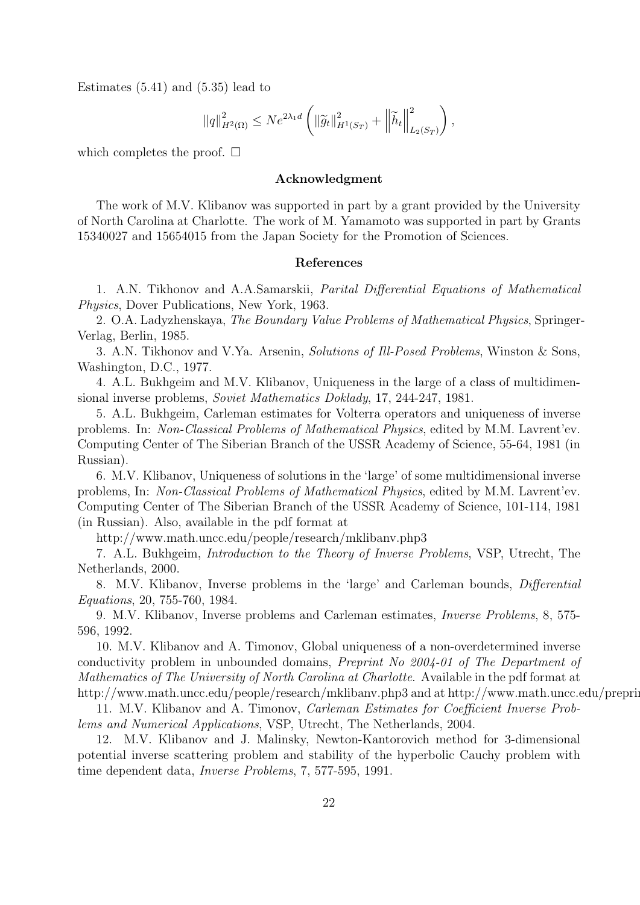Estimates (5.41) and (5.35) lead to

$$\|q\|_{H^2(\Omega)}^2 \leq N e^{2\lambda_1 d} \left( \|\widetilde{g}_t\|_{H^1(S_T)}^2 + \left\|\widetilde{h}_t\right\|_{L_2(S_T)}^2 \right),$$

which completes the proof. $\square$

## Acknowledgment

The work of M.V. Klibanov was supported in part by a grant provided by the University of North Carolina at Charlotte. The work of M. Yamamoto was supported in part by Grants 15340027 and 15654015 from the Japan Society for the Promotion of Sciences.

## References

1. A.N. Tikhonov and A.A.Samarskii, *Parital Differential Equations of Mathematical Physics*, Dover Publications, New York, 1963.

2. O.A. Ladyzhenskaya, *The Boundary Value Problems of Mathematical Physics*, Springer-Verlag, Berlin, 1985.

3. A.N. Tikhonov and V.Ya. Arsenin, *Solutions of Ill-Posed Problems*, Winston & Sons, Washington, D.C., 1977.

4. A.L. Bukhgeim and M.V. Klibanov, Uniqueness in the large of a class of multidimensional inverse problems, *Soviet Mathematics Doklady*, 17, 244-247, 1981.

5. A.L. Bukhgeim, Carleman estimates for Volterra operators and uniqueness of inverse problems. In: *Non-Classical Problems of Mathematical Physics*, edited by M.M. Lavrent'ev. Computing Center of The Siberian Branch of the USSR Academy of Science, 55-64, 1981 (in Russian).

6. M.V. Klibanov, Uniqueness of solutions in the 'large' of some multidimensional inverse problems, In: *Non-Classical Problems of Mathematical Physics*, edited by M.M. Lavrent'ev. Computing Center of The Siberian Branch of the USSR Academy of Science, 101-114, 1981 (in Russian). Also, available in the pdf format at
http://www.math.uncc.edu/people/research/mklibanv.php3

7. A.L. Bukhgeim, *Introduction to the Theory of Inverse Problems*, VSP, Utrecht, The Netherlands, 2000.

8. M.V. Klibanov, Inverse problems in the 'large' and Carleman bounds, *Differential Equations*, 20, 755-760, 1984.

9. M.V. Klibanov, Inverse problems and Carleman estimates, *Inverse Problems*, 8, 575-596, 1992.

10. M.V. Klibanov and A. Timonov, Global uniqueness of a non-overdetermined inverse conductivity problem in unbounded domains, *Preprint No 2004-01 of The Department of Mathematics of The University of North Carolina at Charlotte*. Available in the pdf format at http://www.math.uncc.edu/people/research/mklibanv.php3 and at http://www.math.uncc.edu/preprin

11. M.V. Klibanov and A. Timonov, *Carleman Estimates for Coefficient Inverse Problems and Numerical Applications*, VSP, Utrecht, The Netherlands, 2004.

12. M.V. Klibanov and J. Malinsky, Newton-Kantorovich method for 3-dimensional potential inverse scattering problem and stability of the hyperbolic Cauchy problem with time dependent data, *Inverse Problems*, 7, 577-595, 1991.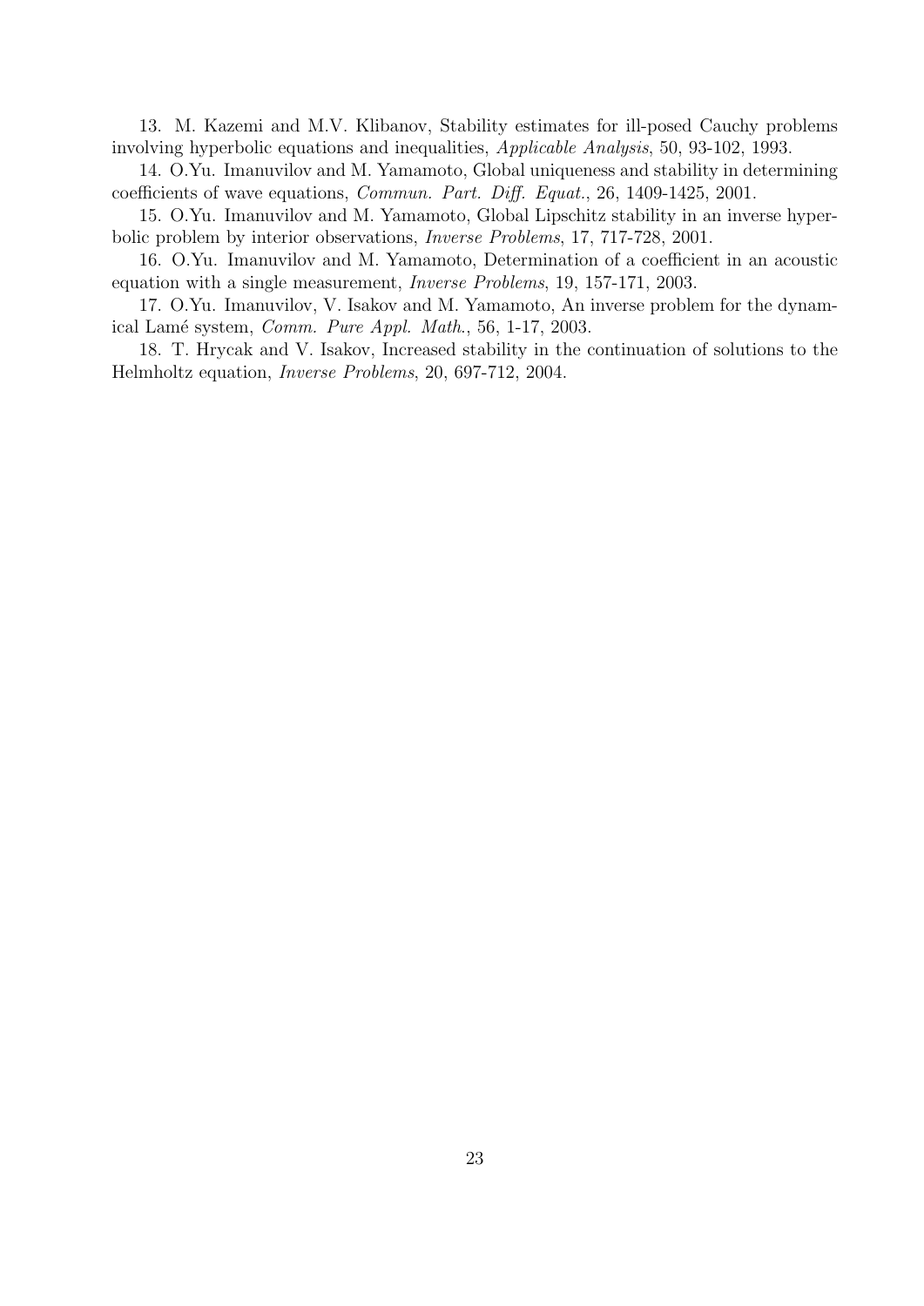13. M. Kazemi and M.V. Klibanov, Stability estimates for ill-posed Cauchy problems involving hyperbolic equations and inequalities, *Applicable Analysis*, 50, 93-102, 1993.

14. O.Yu. Imanuvilov and M. Yamamoto, Global uniqueness and stability in determining coefficients of wave equations, *Commun. Part. Diff. Equat.*, 26, 1409-1425, 2001.

15. O.Yu. Imanuvilov and M. Yamamoto, Global Lipschitz stability in an inverse hyperbolic problem by interior observations, *Inverse Problems*, 17, 717-728, 2001.

16. O.Yu. Imanuvilov and M. Yamamoto, Determination of a coefficient in an acoustic equation with a single measurement, *Inverse Problems*, 19, 157-171, 2003.

17. O.Yu. Imanuvilov, V. Isakov and M. Yamamoto, An inverse problem for the dynamical Lamé system, *Comm. Pure Appl. Math.*, 56, 1-17, 2003.

18. T. Hrycak and V. Isakov, Increased stability in the continuation of solutions to the Helmholtz equation, *Inverse Problems*, 20, 697-712, 2004.